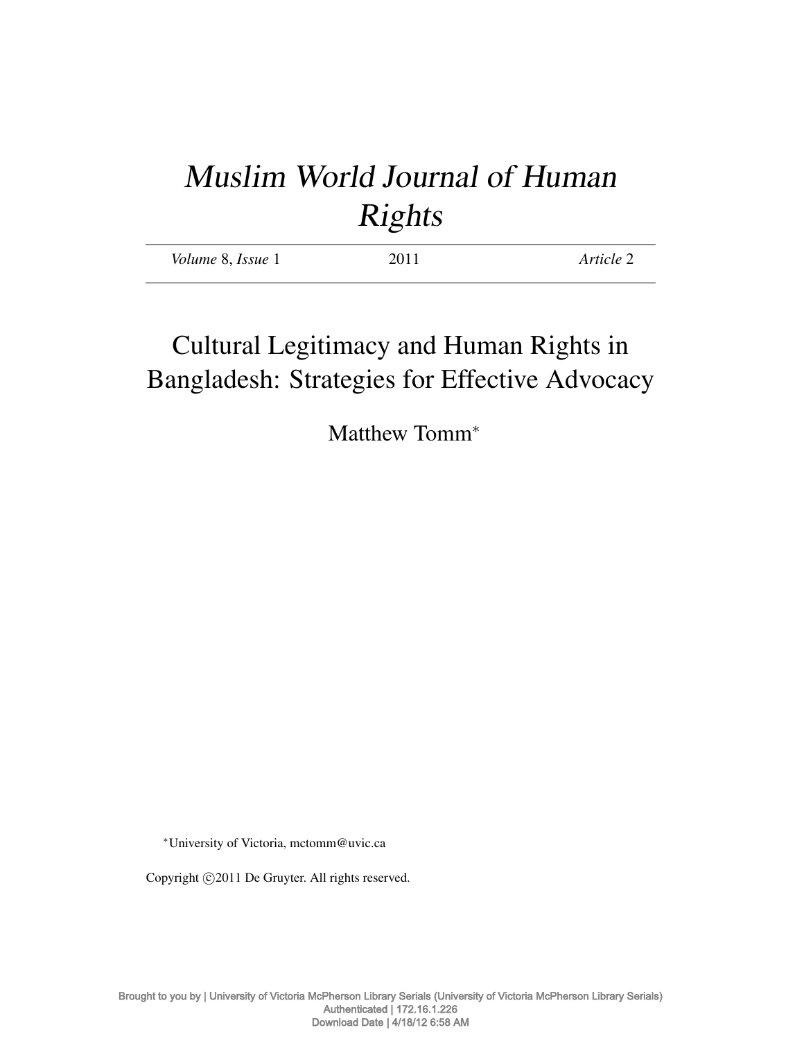# *Muslim World Journal of Human Rights*

*Volume* 8, *Issue* 1 2011 *Article* 2

## Cultural Legitimacy and Human Rights in Bangladesh: Strategies for Effective Advocacy

Matthew Tomm[*]

[*]University of Victoria, mctomm@uvic.ca

Copyright ©2011 De Gruyter. All rights reserved.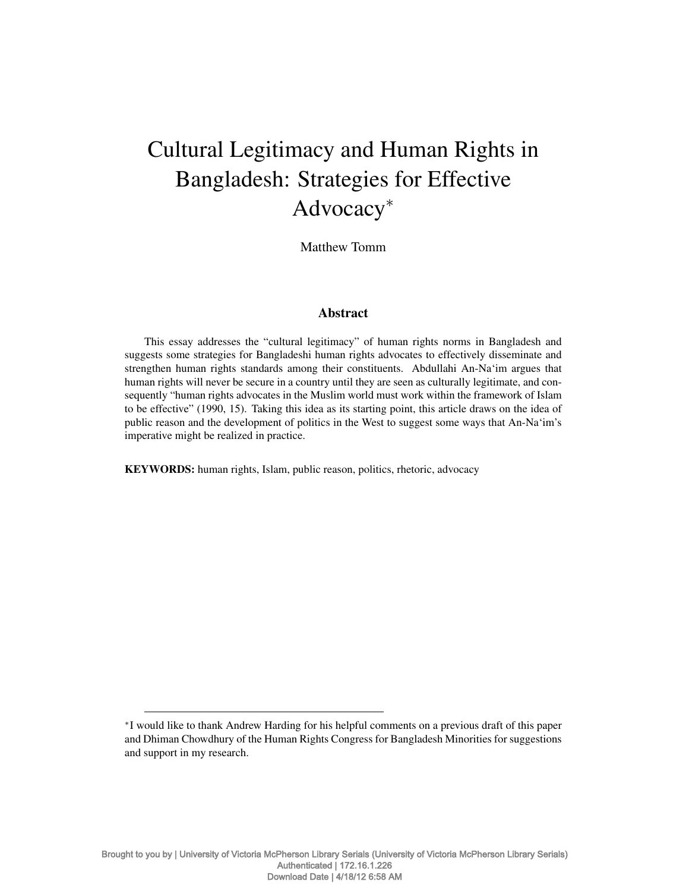# Cultural Legitimacy and Human Rights in Bangladesh: Strategies for Effective Advocacy*

Matthew Tomm

## Abstract

This essay addresses the "cultural legitimacy" of human rights norms in Bangladesh and suggests some strategies for Bangladeshi human rights advocates to effectively disseminate and strengthen human rights standards among their constituents. Abdullahi An-Na'im argues that human rights will never be secure in a country until they are seen as culturally legitimate, and consequently "human rights advocates in the Muslim world must work within the framework of Islam to be effective" (1990, 15). Taking this idea as its starting point, this article draws on the idea of public reason and the development of politics in the West to suggest some ways that An-Na'im's imperative might be realized in practice.

**KEYWORDS:** human rights, Islam, public reason, politics, rhetoric, advocacy

---

*I would like to thank Andrew Harding for his helpful comments on a previous draft of this paper and Dhiman Chowdhury of the Human Rights Congress for Bangladesh Minorities for suggestions and support in my research.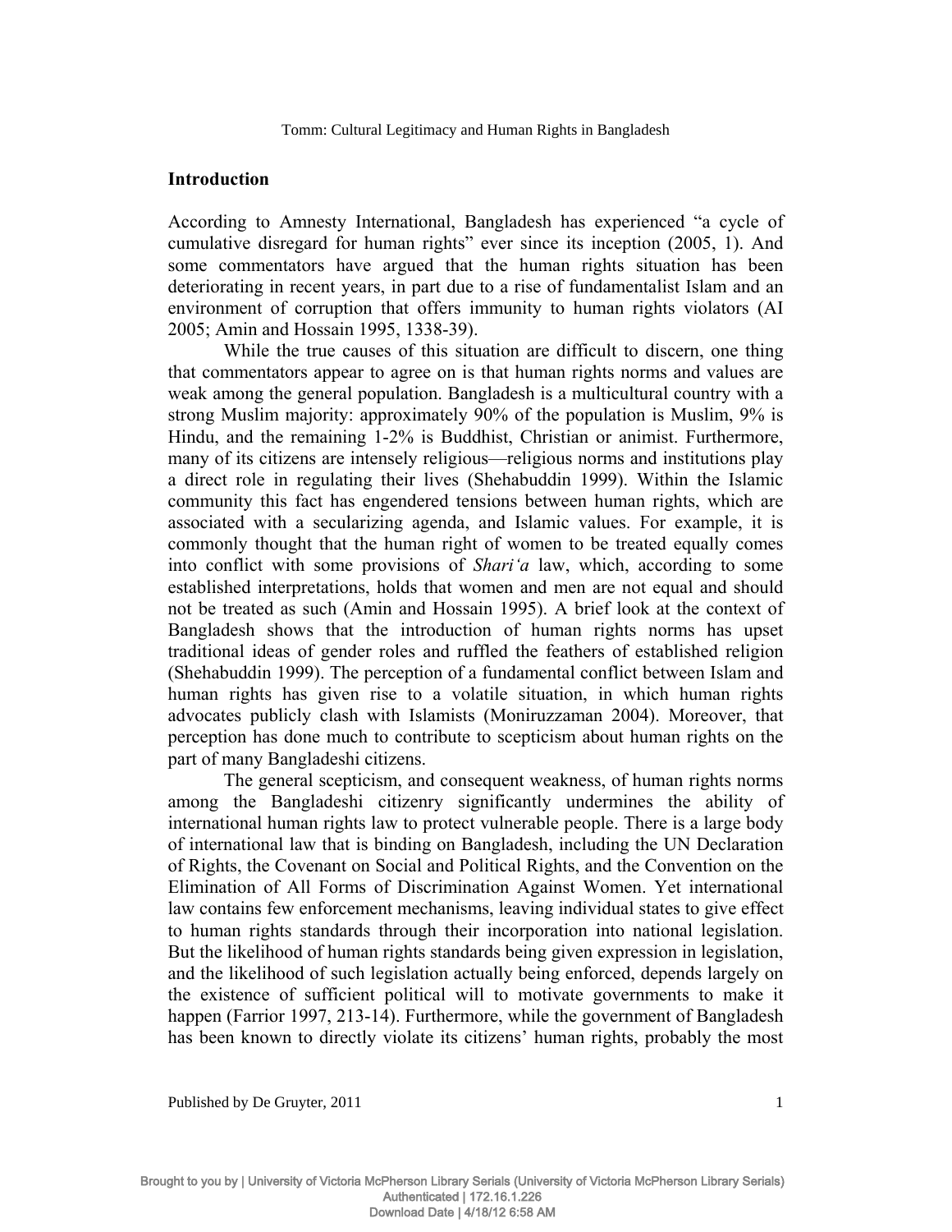## Introduction

According to Amnesty International, Bangladesh has experienced "a cycle of cumulative disregard for human rights" ever since its inception (2005, 1). And some commentators have argued that the human rights situation has been deteriorating in recent years, in part due to a rise of fundamentalist Islam and an environment of corruption that offers immunity to human rights violators (AI 2005; Amin and Hossain 1995, 1338-39).

While the true causes of this situation are difficult to discern, one thing that commentators appear to agree on is that human rights norms and values are weak among the general population. Bangladesh is a multicultural country with a strong Muslim majority: approximately 90% of the population is Muslim, 9% is Hindu, and the remaining 1-2% is Buddhist, Christian or animist. Furthermore, many of its citizens are intensely religious—religious norms and institutions play a direct role in regulating their lives (Shehabuddin 1999). Within the Islamic community this fact has engendered tensions between human rights, which are associated with a secularizing agenda, and Islamic values. For example, it is commonly thought that the human right of women to be treated equally comes into conflict with some provisions of *Shari'a* law, which, according to some established interpretations, holds that women and men are not equal and should not be treated as such (Amin and Hossain 1995). A brief look at the context of Bangladesh shows that the introduction of human rights norms has upset traditional ideas of gender roles and ruffled the feathers of established religion (Shehabuddin 1999). The perception of a fundamental conflict between Islam and human rights has given rise to a volatile situation, in which human rights advocates publicly clash with Islamists (Moniruzzaman 2004). Moreover, that perception has done much to contribute to scepticism about human rights on the part of many Bangladeshi citizens.

The general scepticism, and consequent weakness, of human rights norms among the Bangladeshi citizenry significantly undermines the ability of international human rights law to protect vulnerable people. There is a large body of international law that is binding on Bangladesh, including the UN Declaration of Rights, the Covenant on Social and Political Rights, and the Convention on the Elimination of All Forms of Discrimination Against Women. Yet international law contains few enforcement mechanisms, leaving individual states to give effect to human rights standards through their incorporation into national legislation. But the likelihood of human rights standards being given expression in legislation, and the likelihood of such legislation actually being enforced, depends largely on the existence of sufficient political will to motivate governments to make it happen (Farrior 1997, 213-14). Furthermore, while the government of Bangladesh has been known to directly violate its citizens' human rights, probably the most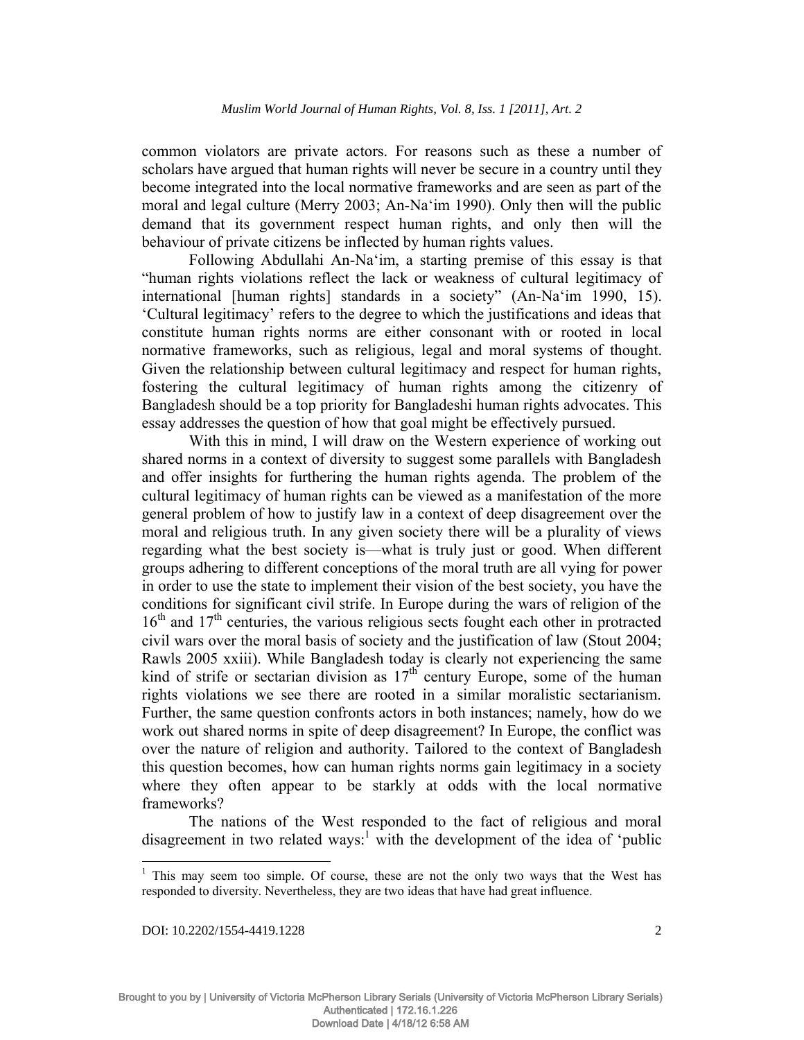common violators are private actors. For reasons such as these a number of scholars have argued that human rights will never be secure in a country until they become integrated into the local normative frameworks and are seen as part of the moral and legal culture (Merry 2003; An-Na'im 1990). Only then will the public demand that its government respect human rights, and only then will the behaviour of private citizens be inflected by human rights values.

Following Abdullahi An-Na'im, a starting premise of this essay is that "human rights violations reflect the lack or weakness of cultural legitimacy of international [human rights] standards in a society" (An-Na'im 1990, 15). 'Cultural legitimacy' refers to the degree to which the justifications and ideas that constitute human rights norms are either consonant with or rooted in local normative frameworks, such as religious, legal and moral systems of thought. Given the relationship between cultural legitimacy and respect for human rights, fostering the cultural legitimacy of human rights among the citizenry of Bangladesh should be a top priority for Bangladeshi human rights advocates. This essay addresses the question of how that goal might be effectively pursued.

With this in mind, I will draw on the Western experience of working out shared norms in a context of diversity to suggest some parallels with Bangladesh and offer insights for furthering the human rights agenda. The problem of the cultural legitimacy of human rights can be viewed as a manifestation of the more general problem of how to justify law in a context of deep disagreement over the moral and religious truth. In any given society there will be a plurality of views regarding what the best society is—what is truly just or good. When different groups adhering to different conceptions of the moral truth are all vying for power in order to use the state to implement their vision of the best society, you have the conditions for significant civil strife. In Europe during the wars of religion of the 16th and 17th centuries, the various religious sects fought each other in protracted civil wars over the moral basis of society and the justification of law (Stout 2004; Rawls 2005 xxiii). While Bangladesh today is clearly not experiencing the same kind of strife or sectarian division as 17th century Europe, some of the human rights violations we see there are rooted in a similar moralistic sectarianism. Further, the same question confronts actors in both instances; namely, how do we work out shared norms in spite of deep disagreement? In Europe, the conflict was over the nature of religion and authority. Tailored to the context of Bangladesh this question becomes, how can human rights norms gain legitimacy in a society where they often appear to be starkly at odds with the local normative frameworks?

The nations of the West responded to the fact of religious and moral disagreement in two related ways:[1] with the development of the idea of 'public

[1] This may seem too simple. Of course, these are not the only two ways that the West has responded to diversity. Nevertheless, they are two ideas that have had great influence.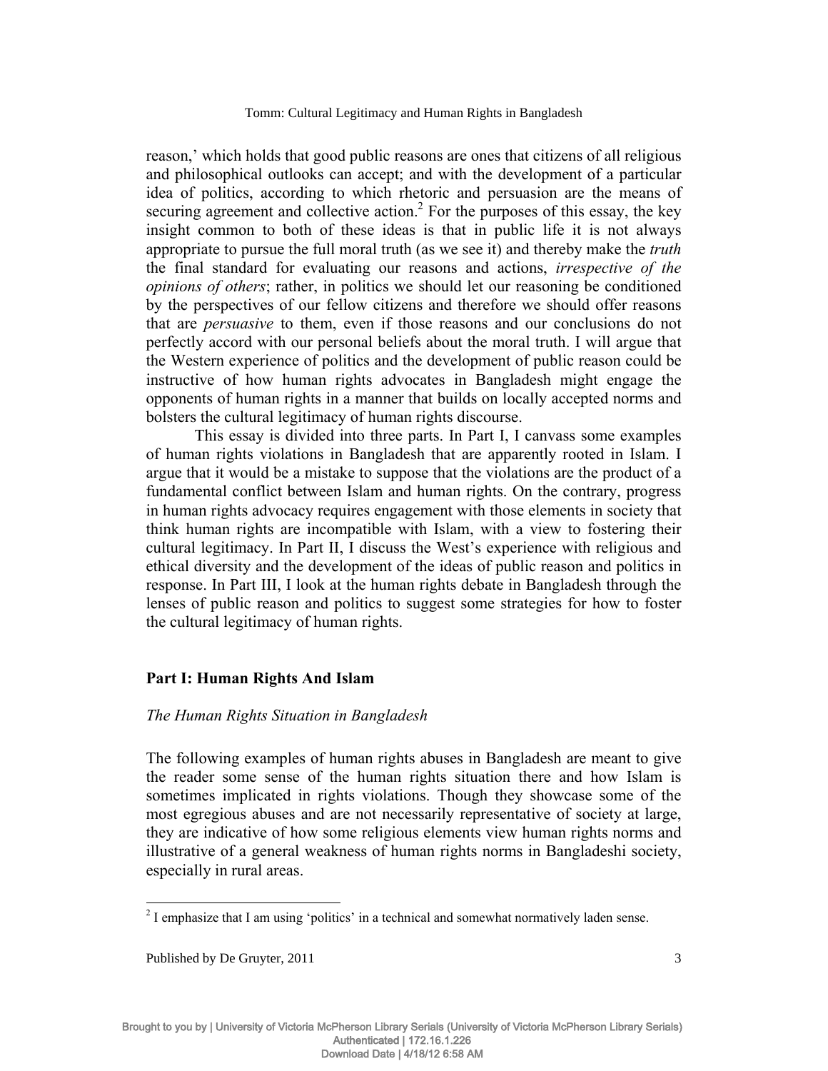reason,' which holds that good public reasons are ones that citizens of all religious and philosophical outlooks can accept; and with the development of a particular idea of politics, according to which rhetoric and persuasion are the means of securing agreement and collective action.[2] For the purposes of this essay, the key insight common to both of these ideas is that in public life it is not always appropriate to pursue the full moral truth (as we see it) and thereby make the *truth* the final standard for evaluating our reasons and actions, *irrespective of the opinions of others*; rather, in politics we should let our reasoning be conditioned by the perspectives of our fellow citizens and therefore we should offer reasons that are *persuasive* to them, even if those reasons and our conclusions do not perfectly accord with our personal beliefs about the moral truth. I will argue that the Western experience of politics and the development of public reason could be instructive of how human rights advocates in Bangladesh might engage the opponents of human rights in a manner that builds on locally accepted norms and bolsters the cultural legitimacy of human rights discourse.

This essay is divided into three parts. In Part I, I canvass some examples of human rights violations in Bangladesh that are apparently rooted in Islam. I argue that it would be a mistake to suppose that the violations are the product of a fundamental conflict between Islam and human rights. On the contrary, progress in human rights advocacy requires engagement with those elements in society that think human rights are incompatible with Islam, with a view to fostering their cultural legitimacy. In Part II, I discuss the West's experience with religious and ethical diversity and the development of the ideas of public reason and politics in response. In Part III, I look at the human rights debate in Bangladesh through the lenses of public reason and politics to suggest some strategies for how to foster the cultural legitimacy of human rights.

## Part I: Human Rights And Islam

### *The Human Rights Situation in Bangladesh*

The following examples of human rights abuses in Bangladesh are meant to give the reader some sense of the human rights situation there and how Islam is sometimes implicated in rights violations. Though they showcase some of the most egregious abuses and are not necessarily representative of society at large, they are indicative of how some religious elements view human rights norms and illustrative of a general weakness of human rights norms in Bangladeshi society, especially in rural areas.

[2] I emphasize that I am using 'politics' in a technical and somewhat normatively laden sense.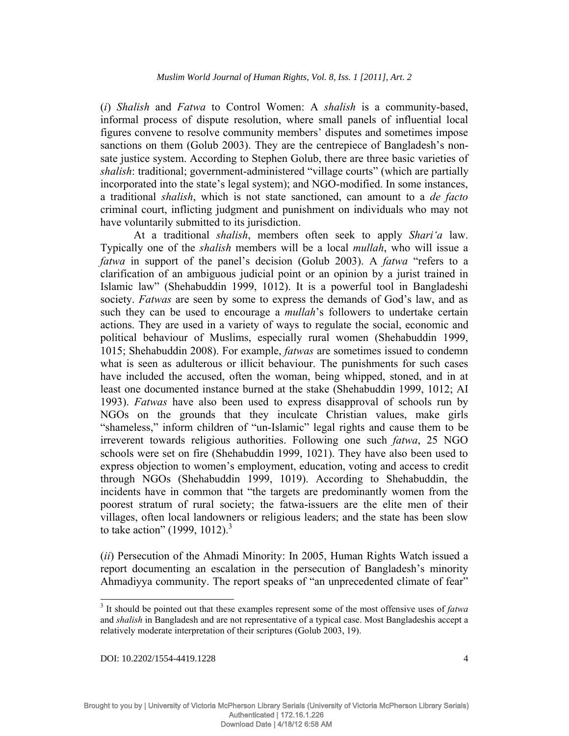(*i*) *Shalish* and *Fatwa* to Control Women: A *shalish* is a community-based, informal process of dispute resolution, where small panels of influential local figures convene to resolve community members' disputes and sometimes impose sanctions on them (Golub 2003). They are the centrepiece of Bangladesh's non-sate justice system. According to Stephen Golub, there are three basic varieties of *shalish*: traditional; government-administered "village courts" (which are partially incorporated into the state's legal system); and NGO-modified. In some instances, a traditional *shalish*, which is not state sanctioned, can amount to a *de facto* criminal court, inflicting judgment and punishment on individuals who may not have voluntarily submitted to its jurisdiction.

At a traditional *shalish*, members often seek to apply *Shari'a* law. Typically one of the *shalish* members will be a local *mullah*, who will issue a *fatwa* in support of the panel's decision (Golub 2003). A *fatwa* "refers to a clarification of an ambiguous judicial point or an opinion by a jurist trained in Islamic law" (Shehabuddin 1999, 1012). It is a powerful tool in Bangladeshi society. *Fatwas* are seen by some to express the demands of God's law, and as such they can be used to encourage a *mullah*'s followers to undertake certain actions. They are used in a variety of ways to regulate the social, economic and political behaviour of Muslims, especially rural women (Shehabuddin 1999, 1015; Shehabuddin 2008). For example, *fatwas* are sometimes issued to condemn what is seen as adulterous or illicit behaviour. The punishments for such cases have included the accused, often the woman, being whipped, stoned, and in at least one documented instance burned at the stake (Shehabuddin 1999, 1012; AI 1993). *Fatwas* have also been used to express disapproval of schools run by NGOs on the grounds that they inculcate Christian values, make girls "shameless," inform children of "un-Islamic" legal rights and cause them to be irreverent towards religious authorities. Following one such *fatwa*, 25 NGO schools were set on fire (Shehabuddin 1999, 1021). They have also been used to express objection to women's employment, education, voting and access to credit through NGOs (Shehabuddin 1999, 1019). According to Shehabuddin, the incidents have in common that "the targets are predominantly women from the poorest stratum of rural society; the fatwa-issuers are the elite men of their villages, often local landowners or religious leaders; and the state has been slow to take action" (1999, 1012).[3]

(*ii*) Persecution of the Ahmadi Minority: In 2005, Human Rights Watch issued a report documenting an escalation in the persecution of Bangladesh's minority Ahmadiyya community. The report speaks of "an unprecedented climate of fear"

---

[3] It should be pointed out that these examples represent some of the most offensive uses of *fatwa* and *shalish* in Bangladesh and are not representative of a typical case. Most Bangladeshis accept a relatively moderate interpretation of their scriptures (Golub 2003, 19).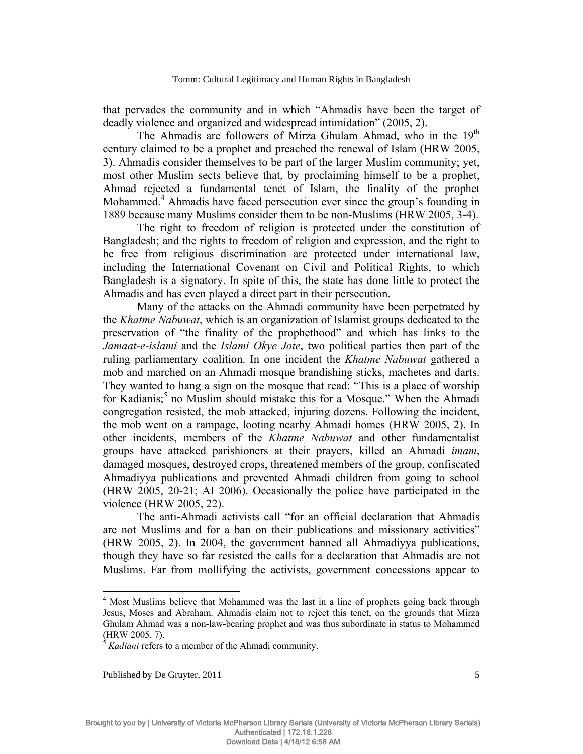that pervades the community and in which "Ahmadis have been the target of deadly violence and organized and widespread intimidation" (2005, 2).

The Ahmadis are followers of Mirza Ghulam Ahmad, who in the 19th century claimed to be a prophet and preached the renewal of Islam (HRW 2005, 3). Ahmadis consider themselves to be part of the larger Muslim community; yet, most other Muslim sects believe that, by proclaiming himself to be a prophet, Ahmad rejected a fundamental tenet of Islam, the finality of the prophet Mohammed.[4] Ahmadis have faced persecution ever since the group's founding in 1889 because many Muslims consider them to be non-Muslims (HRW 2005, 3-4).

The right to freedom of religion is protected under the constitution of Bangladesh; and the rights to freedom of religion and expression, and the right to be free from religious discrimination are protected under international law, including the International Covenant on Civil and Political Rights, to which Bangladesh is a signatory. In spite of this, the state has done little to protect the Ahmadis and has even played a direct part in their persecution.

Many of the attacks on the Ahmadi community have been perpetrated by the *Khatme Nabuwat*, which is an organization of Islamist groups dedicated to the preservation of "the finality of the prophethood" and which has links to the *Jamaat-e-islami* and the *Islami Okye Jote*, two political parties then part of the ruling parliamentary coalition. In one incident the *Khatme Nabuwat* gathered a mob and marched on an Ahmadi mosque brandishing sticks, machetes and darts. They wanted to hang a sign on the mosque that read: "This is a place of worship for Kadianis;[5] no Muslim should mistake this for a Mosque." When the Ahmadi congregation resisted, the mob attacked, injuring dozens. Following the incident, the mob went on a rampage, looting nearby Ahmadi homes (HRW 2005, 2). In other incidents, members of the *Khatme Nabuwat* and other fundamentalist groups have attacked parishioners at their prayers, killed an Ahmadi *imam*, damaged mosques, destroyed crops, threatened members of the group, confiscated Ahmadiyya publications and prevented Ahmadi children from going to school (HRW 2005, 20-21; AI 2006). Occasionally the police have participated in the violence (HRW 2005, 22).

The anti-Ahmadi activists call "for an official declaration that Ahmadis are not Muslims and for a ban on their publications and missionary activities" (HRW 2005, 2). In 2004, the government banned all Ahmadiyya publications, though they have so far resisted the calls for a declaration that Ahmadis are not Muslims. Far from mollifying the activists, government concessions appear to

---

[4] Most Muslims believe that Mohammed was the last in a line of prophets going back through Jesus, Moses and Abraham. Ahmadis claim not to reject this tenet, on the grounds that Mirza Ghulam Ahmad was a non-law-bearing prophet and was thus subordinate in status to Mohammed (HRW 2005, 7).

[5] *Kadiani* refers to a member of the Ahmadi community.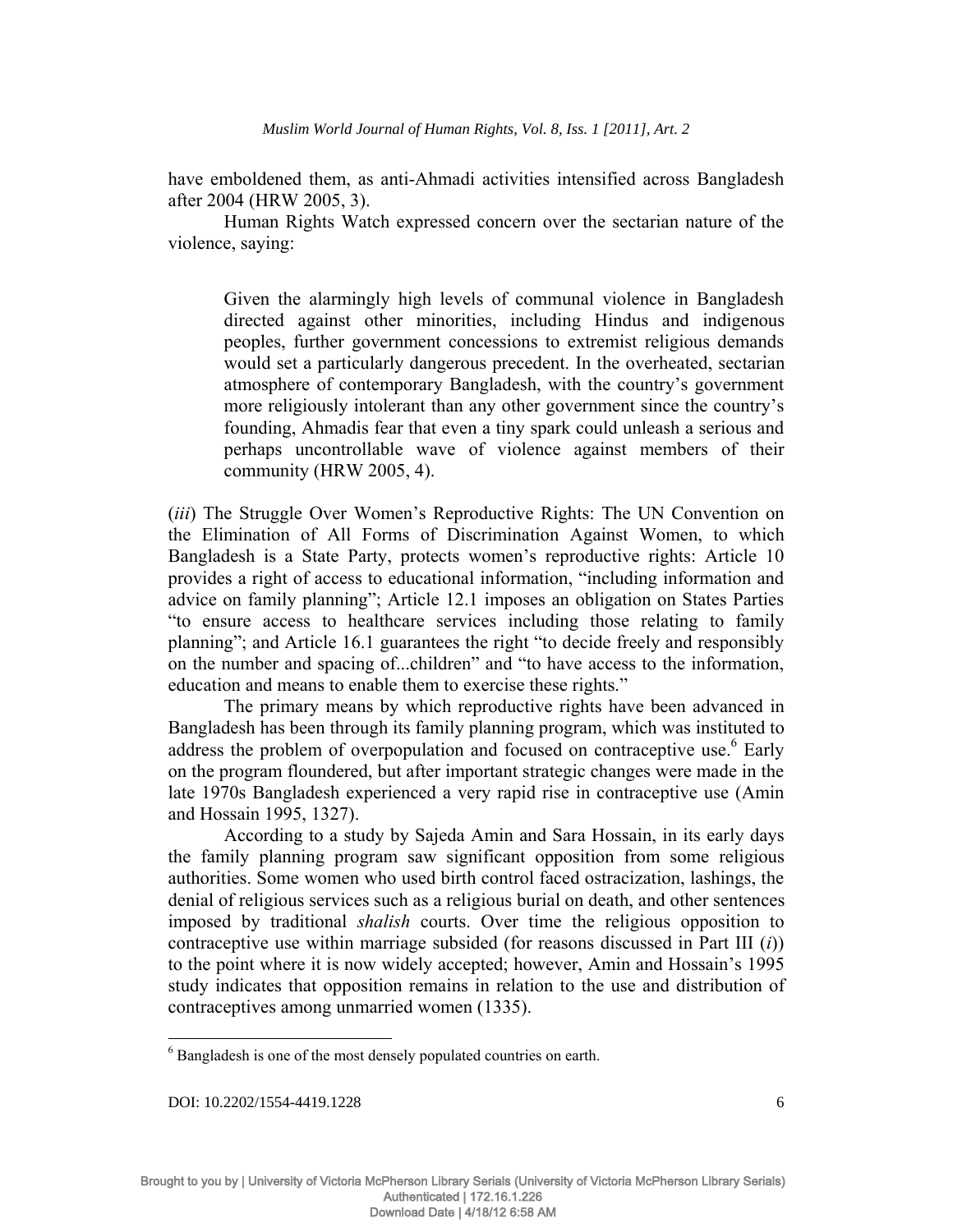have emboldened them, as anti-Ahmadi activities intensified across Bangladesh after 2004 (HRW 2005, 3).

Human Rights Watch expressed concern over the sectarian nature of the violence, saying:

> Given the alarmingly high levels of communal violence in Bangladesh directed against other minorities, including Hindus and indigenous peoples, further government concessions to extremist religious demands would set a particularly dangerous precedent. In the overheated, sectarian atmosphere of contemporary Bangladesh, with the country's government more religiously intolerant than any other government since the country's founding, Ahmadis fear that even a tiny spark could unleash a serious and perhaps uncontrollable wave of violence against members of their community (HRW 2005, 4).

(*iii*) The Struggle Over Women's Reproductive Rights: The UN Convention on the Elimination of All Forms of Discrimination Against Women, to which Bangladesh is a State Party, protects women's reproductive rights: Article 10 provides a right of access to educational information, "including information and advice on family planning"; Article 12.1 imposes an obligation on States Parties "to ensure access to healthcare services including those relating to family planning"; and Article 16.1 guarantees the right "to decide freely and responsibly on the number and spacing of...children" and "to have access to the information, education and means to enable them to exercise these rights."

The primary means by which reproductive rights have been advanced in Bangladesh has been through its family planning program, which was instituted to address the problem of overpopulation and focused on contraceptive use.[6] Early on the program floundered, but after important strategic changes were made in the late 1970s Bangladesh experienced a very rapid rise in contraceptive use (Amin and Hossain 1995, 1327).

According to a study by Sajeda Amin and Sara Hossain, in its early days the family planning program saw significant opposition from some religious authorities. Some women who used birth control faced ostracization, lashings, the denial of religious services such as a religious burial on death, and other sentences imposed by traditional *shalish* courts. Over time the religious opposition to contraceptive use within marriage subsided (for reasons discussed in Part III (*i*)) to the point where it is now widely accepted; however, Amin and Hossain's 1995 study indicates that opposition remains in relation to the use and distribution of contraceptives among unmarried women (1335).

[6] Bangladesh is one of the most densely populated countries on earth.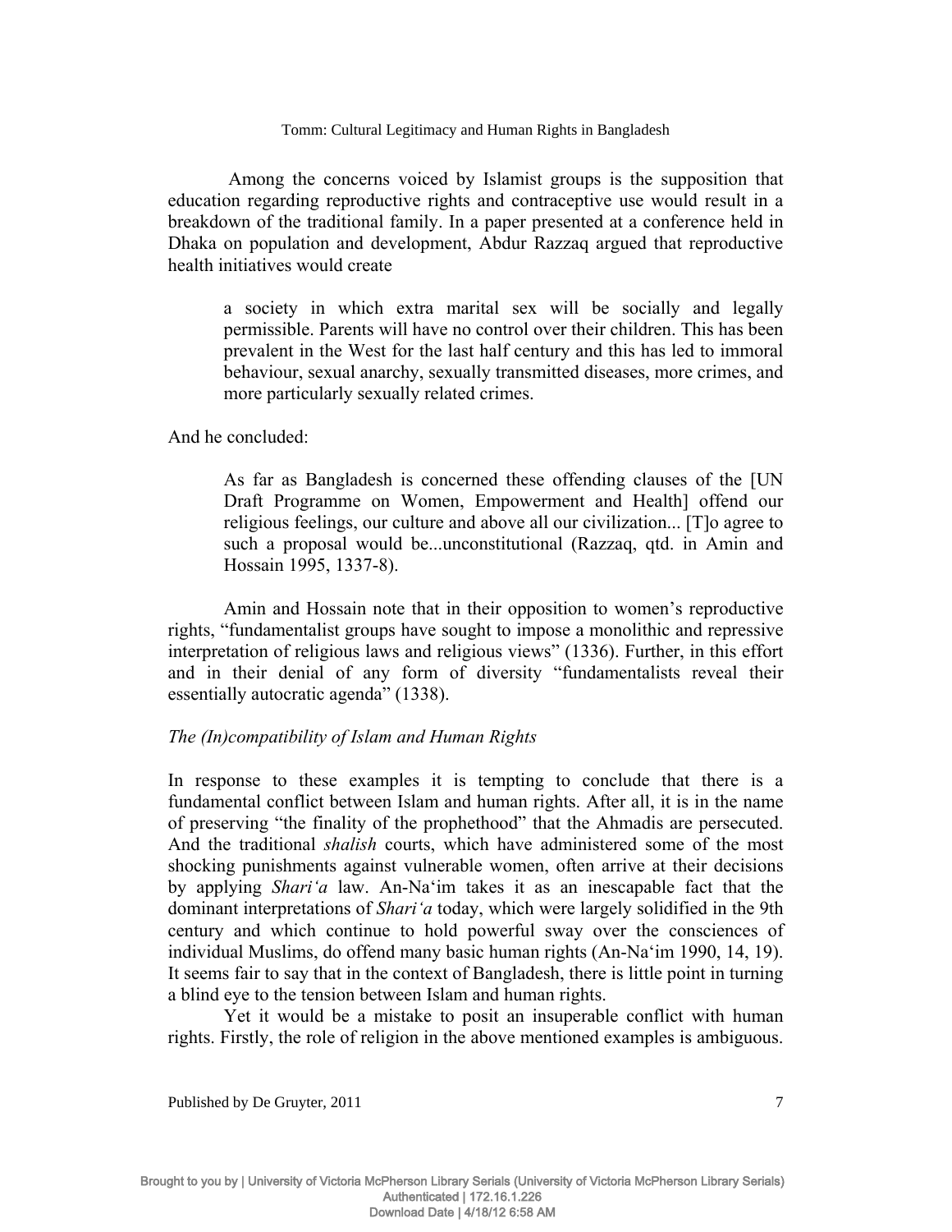Among the concerns voiced by Islamist groups is the supposition that education regarding reproductive rights and contraceptive use would result in a breakdown of the traditional family. In a paper presented at a conference held in Dhaka on population and development, Abdur Razzaq argued that reproductive health initiatives would create

> a society in which extra marital sex will be socially and legally permissible. Parents will have no control over their children. This has been prevalent in the West for the last half century and this has led to immoral behaviour, sexual anarchy, sexually transmitted diseases, more crimes, and more particularly sexually related crimes.

And he concluded:

> As far as Bangladesh is concerned these offending clauses of the [UN Draft Programme on Women, Empowerment and Health] offend our religious feelings, our culture and above all our civilization... [T]o agree to such a proposal would be...unconstitutional (Razzaq, qtd. in Amin and Hossain 1995, 1337-8).

Amin and Hossain note that in their opposition to women's reproductive rights, "fundamentalist groups have sought to impose a monolithic and repressive interpretation of religious laws and religious views" (1336). Further, in this effort and in their denial of any form of diversity "fundamentalists reveal their essentially autocratic agenda" (1338).

*The (In)compatibility of Islam and Human Rights*

In response to these examples it is tempting to conclude that there is a fundamental conflict between Islam and human rights. After all, it is in the name of preserving "the finality of the prophethood" that the Ahmadis are persecuted. And the traditional *shalish* courts, which have administered some of the most shocking punishments against vulnerable women, often arrive at their decisions by applying *Shari'a* law. An-Na'im takes it as an inescapable fact that the dominant interpretations of *Shari'a* today, which were largely solidified in the 9th century and which continue to hold powerful sway over the consciences of individual Muslims, do offend many basic human rights (An-Na'im 1990, 14, 19). It seems fair to say that in the context of Bangladesh, there is little point in turning a blind eye to the tension between Islam and human rights.

Yet it would be a mistake to posit an insuperable conflict with human rights. Firstly, the role of religion in the above mentioned examples is ambiguous.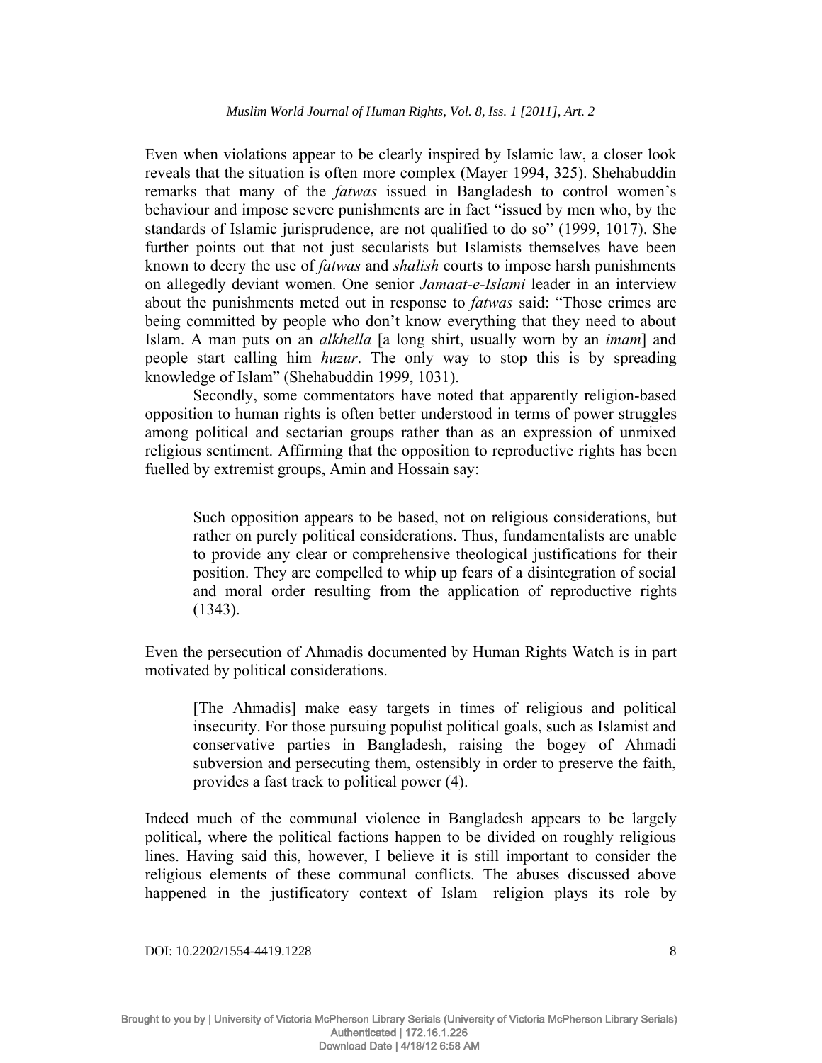Even when violations appear to be clearly inspired by Islamic law, a closer look reveals that the situation is often more complex (Mayer 1994, 325). Shehabuddin remarks that many of the *fatwas* issued in Bangladesh to control women's behaviour and impose severe punishments are in fact "issued by men who, by the standards of Islamic jurisprudence, are not qualified to do so" (1999, 1017). She further points out that not just secularists but Islamists themselves have been known to decry the use of *fatwas* and *shalish* courts to impose harsh punishments on allegedly deviant women. One senior *Jamaat-e-Islami* leader in an interview about the punishments meted out in response to *fatwas* said: "Those crimes are being committed by people who don't know everything that they need to about Islam. A man puts on an *alkhella* [a long shirt, usually worn by an *imam*] and people start calling him *huzur*. The only way to stop this is by spreading knowledge of Islam" (Shehabuddin 1999, 1031).

Secondly, some commentators have noted that apparently religion-based opposition to human rights is often better understood in terms of power struggles among political and sectarian groups rather than as an expression of unmixed religious sentiment. Affirming that the opposition to reproductive rights has been fuelled by extremist groups, Amin and Hossain say:

> Such opposition appears to be based, not on religious considerations, but rather on purely political considerations. Thus, fundamentalists are unable to provide any clear or comprehensive theological justifications for their position. They are compelled to whip up fears of a disintegration of social and moral order resulting from the application of reproductive rights (1343).

Even the persecution of Ahmadis documented by Human Rights Watch is in part motivated by political considerations.

> [The Ahmadis] make easy targets in times of religious and political insecurity. For those pursuing populist political goals, such as Islamist and conservative parties in Bangladesh, raising the bogey of Ahmadi subversion and persecuting them, ostensibly in order to preserve the faith, provides a fast track to political power (4).

Indeed much of the communal violence in Bangladesh appears to be largely political, where the political factions happen to be divided on roughly religious lines. Having said this, however, I believe it is still important to consider the religious elements of these communal conflicts. The abuses discussed above happened in the justificatory context of Islam—religion plays its role by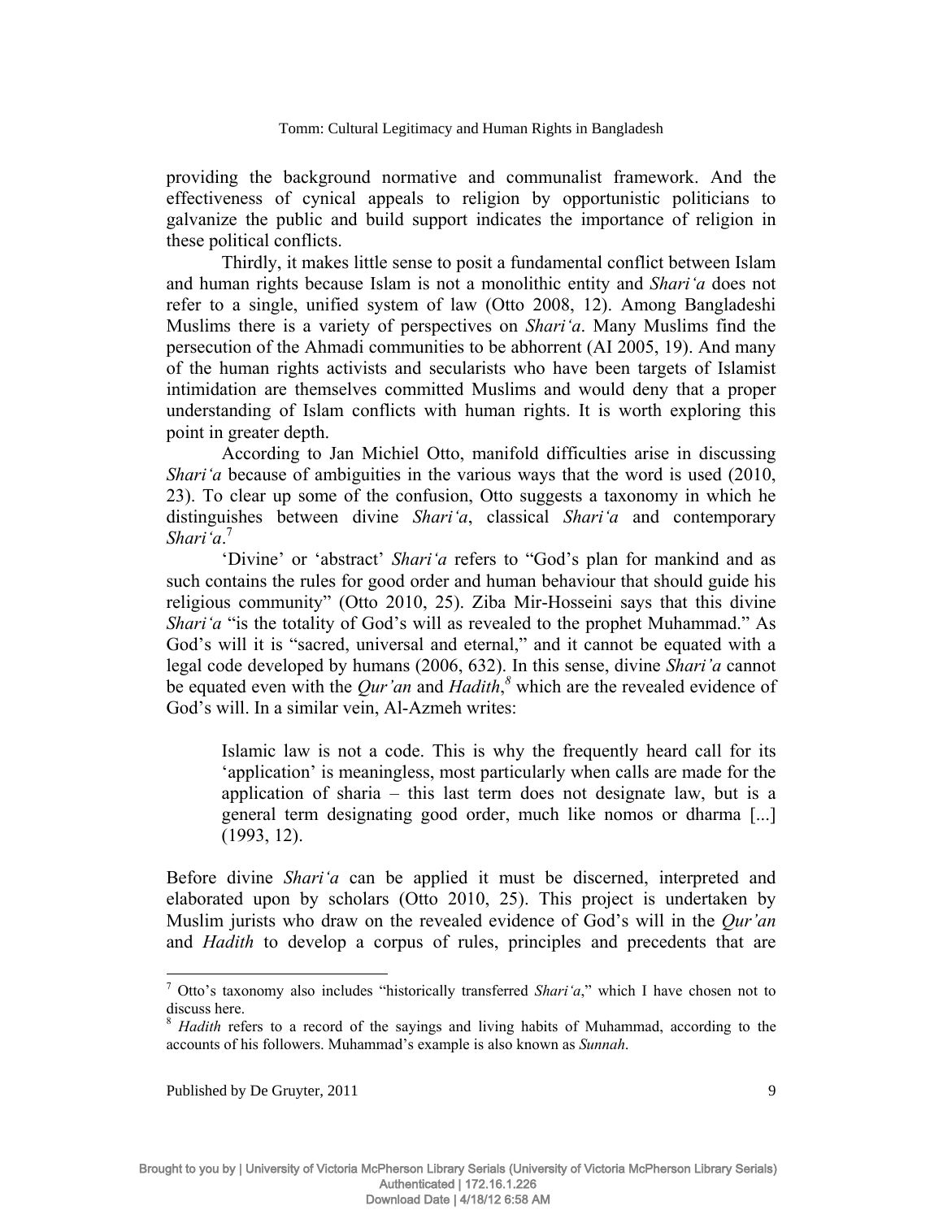providing the background normative and communalist framework. And the effectiveness of cynical appeals to religion by opportunistic politicians to galvanize the public and build support indicates the importance of religion in these political conflicts.

Thirdly, it makes little sense to posit a fundamental conflict between Islam and human rights because Islam is not a monolithic entity and *Shari'a* does not refer to a single, unified system of law (Otto 2008, 12). Among Bangladeshi Muslims there is a variety of perspectives on *Shari'a*. Many Muslims find the persecution of the Ahmadi communities to be abhorrent (AI 2005, 19). And many of the human rights activists and secularists who have been targets of Islamist intimidation are themselves committed Muslims and would deny that a proper understanding of Islam conflicts with human rights. It is worth exploring this point in greater depth.

According to Jan Michiel Otto, manifold difficulties arise in discussing *Shari'a* because of ambiguities in the various ways that the word is used (2010, 23). To clear up some of the confusion, Otto suggests a taxonomy in which he distinguishes between divine *Shari'a*, classical *Shari'a* and contemporary *Shari'a*.[7]

'Divine' or 'abstract' *Shari'a* refers to "God's plan for mankind and as such contains the rules for good order and human behaviour that should guide his religious community" (Otto 2010, 25). Ziba Mir-Hosseini says that this divine *Shari'a* "is the totality of God's will as revealed to the prophet Muhammad." As God's will it is "sacred, universal and eternal," and it cannot be equated with a legal code developed by humans (2006, 632). In this sense, divine *Shari'a* cannot be equated even with the *Qur'an* and *Hadith*,[8] which are the revealed evidence of God's will. In a similar vein, Al-Azmeh writes:

> Islamic law is not a code. This is why the frequently heard call for its 'application' is meaningless, most particularly when calls are made for the application of sharia – this last term does not designate law, but is a general term designating good order, much like nomos or dharma [...] (1993, 12).

Before divine *Shari'a* can be applied it must be discerned, interpreted and elaborated upon by scholars (Otto 2010, 25). This project is undertaken by Muslim jurists who draw on the revealed evidence of God's will in the *Qur'an* and *Hadith* to develop a corpus of rules, principles and precedents that are

[7] Otto's taxonomy also includes "historically transferred *Shari'a*," which I have chosen not to discuss here.

[8] *Hadith* refers to a record of the sayings and living habits of Muhammad, according to the accounts of his followers. Muhammad's example is also known as *Sunnah*.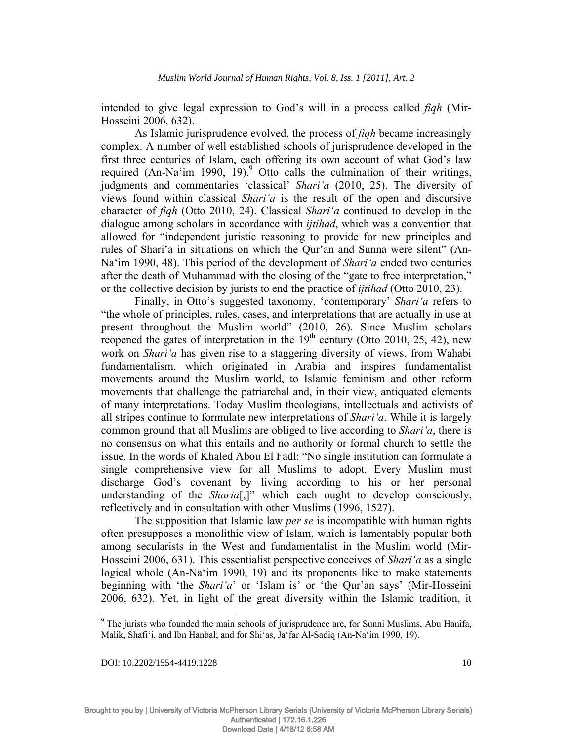intended to give legal expression to God's will in a process called *fiqh* (Mir-Hosseini 2006, 632).

As Islamic jurisprudence evolved, the process of *fiqh* became increasingly complex. A number of well established schools of jurisprudence developed in the first three centuries of Islam, each offering its own account of what God's law required (An-Na'im 1990, 19).[9] Otto calls the culmination of their writings, judgments and commentaries 'classical' *Shari'a* (2010, 25). The diversity of views found within classical *Shari'a* is the result of the open and discursive character of *fiqh* (Otto 2010, 24). Classical *Shari'a* continued to develop in the dialogue among scholars in accordance with *ijtihad*, which was a convention that allowed for "independent juristic reasoning to provide for new principles and rules of Shari'a in situations on which the Qur'an and Sunna were silent" (An-Na'im 1990, 48). This period of the development of *Shari'a* ended two centuries after the death of Muhammad with the closing of the "gate to free interpretation," or the collective decision by jurists to end the practice of *ijtihad* (Otto 2010, 23).

Finally, in Otto's suggested taxonomy, 'contemporary' *Shari'a* refers to "the whole of principles, rules, cases, and interpretations that are actually in use at present throughout the Muslim world" (2010, 26). Since Muslim scholars reopened the gates of interpretation in the 19th century (Otto 2010, 25, 42), new work on *Shari'a* has given rise to a staggering diversity of views, from Wahabi fundamentalism, which originated in Arabia and inspires fundamentalist movements around the Muslim world, to Islamic feminism and other reform movements that challenge the patriarchal and, in their view, antiquated elements of many interpretations. Today Muslim theologians, intellectuals and activists of all stripes continue to formulate new interpretations of *Shari'a*. While it is largely common ground that all Muslims are obliged to live according to *Shari'a*, there is no consensus on what this entails and no authority or formal church to settle the issue. In the words of Khaled Abou El Fadl: "No single institution can formulate a single comprehensive view for all Muslims to adopt. Every Muslim must discharge God's covenant by living according to his or her personal understanding of the *Sharia*[,]" which each ought to develop consciously, reflectively and in consultation with other Muslims (1996, 1527).

The supposition that Islamic law *per se* is incompatible with human rights often presupposes a monolithic view of Islam, which is lamentably popular both among secularists in the West and fundamentalist in the Muslim world (Mir-Hosseini 2006, 631). This essentialist perspective conceives of *Shari'a* as a single logical whole (An-Na'im 1990, 19) and its proponents like to make statements beginning with 'the *Shari'a*' or 'Islam is' or 'the Qur'an says' (Mir-Hosseini 2006, 632). Yet, in light of the great diversity within the Islamic tradition, it

---

[9] The jurists who founded the main schools of jurisprudence are, for Sunni Muslims, Abu Hanifa, Malik, Shafi'i, and Ibn Hanbal; and for Shi'as, Ja'far Al-Sadiq (An-Na'im 1990, 19).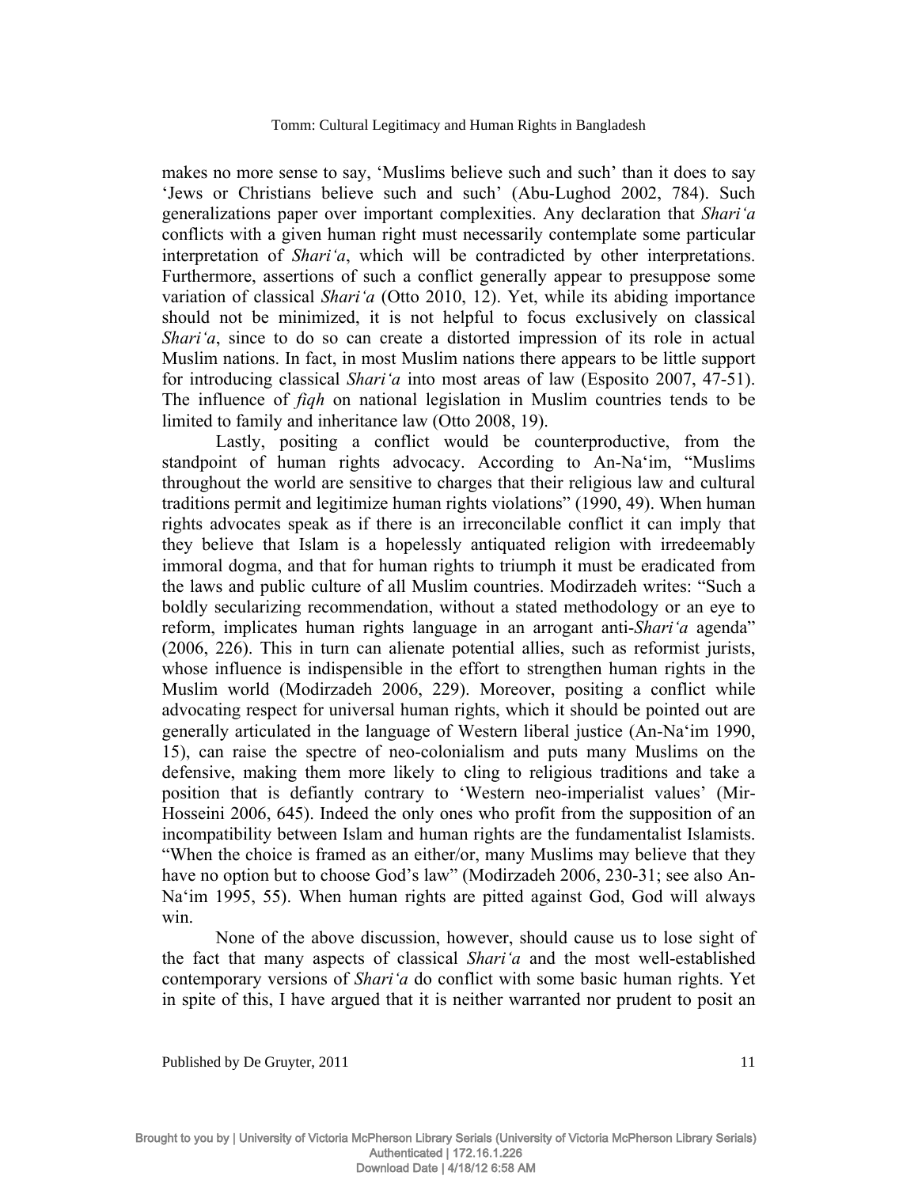makes no more sense to say, 'Muslims believe such and such' than it does to say 'Jews or Christians believe such and such' (Abu-Lughod 2002, 784). Such generalizations paper over important complexities. Any declaration that *Shari'a* conflicts with a given human right must necessarily contemplate some particular interpretation of *Shari'a*, which will be contradicted by other interpretations. Furthermore, assertions of such a conflict generally appear to presuppose some variation of classical *Shari'a* (Otto 2010, 12). Yet, while its abiding importance should not be minimized, it is not helpful to focus exclusively on classical *Shari'a*, since to do so can create a distorted impression of its role in actual Muslim nations. In fact, in most Muslim nations there appears to be little support for introducing classical *Shari'a* into most areas of law (Esposito 2007, 47-51). The influence of *fiqh* on national legislation in Muslim countries tends to be limited to family and inheritance law (Otto 2008, 19).

Lastly, positing a conflict would be counterproductive, from the standpoint of human rights advocacy. According to An-Na'im, "Muslims throughout the world are sensitive to charges that their religious law and cultural traditions permit and legitimize human rights violations" (1990, 49). When human rights advocates speak as if there is an irreconcilable conflict it can imply that they believe that Islam is a hopelessly antiquated religion with irredeemably immoral dogma, and that for human rights to triumph it must be eradicated from the laws and public culture of all Muslim countries. Modirzadeh writes: "Such a boldly secularizing recommendation, without a stated methodology or an eye to reform, implicates human rights language in an arrogant anti-*Shari'a* agenda" (2006, 226). This in turn can alienate potential allies, such as reformist jurists, whose influence is indispensible in the effort to strengthen human rights in the Muslim world (Modirzadeh 2006, 229). Moreover, positing a conflict while advocating respect for universal human rights, which it should be pointed out are generally articulated in the language of Western liberal justice (An-Na'im 1990, 15), can raise the spectre of neo-colonialism and puts many Muslims on the defensive, making them more likely to cling to religious traditions and take a position that is defiantly contrary to 'Western neo-imperialist values' (Mir-Hosseini 2006, 645). Indeed the only ones who profit from the supposition of an incompatibility between Islam and human rights are the fundamentalist Islamists. "When the choice is framed as an either/or, many Muslims may believe that they have no option but to choose God's law" (Modirzadeh 2006, 230-31; see also An-Na'im 1995, 55). When human rights are pitted against God, God will always win.

None of the above discussion, however, should cause us to lose sight of the fact that many aspects of classical *Shari'a* and the most well-established contemporary versions of *Shari'a* do conflict with some basic human rights. Yet in spite of this, I have argued that it is neither warranted nor prudent to posit an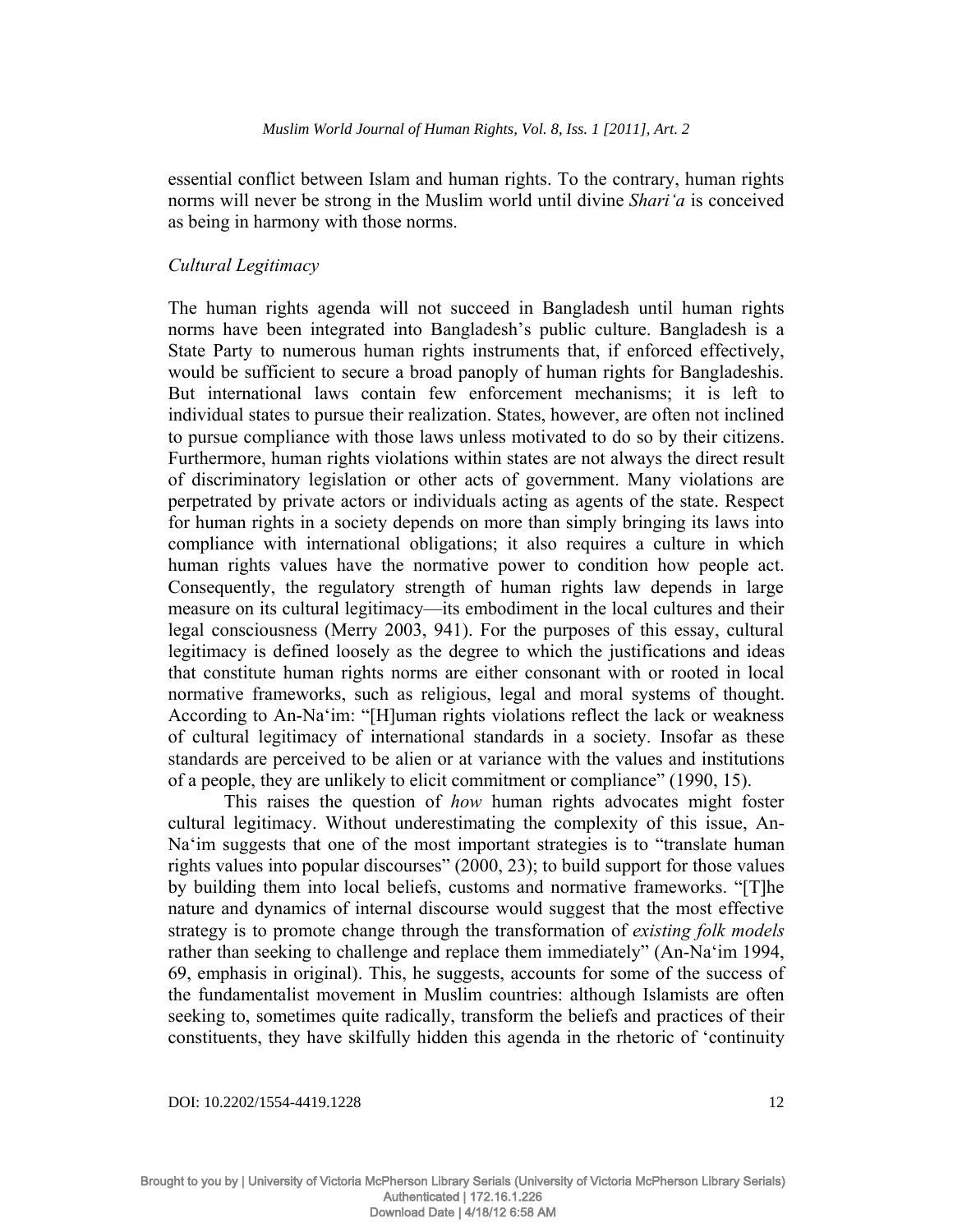essential conflict between Islam and human rights. To the contrary, human rights norms will never be strong in the Muslim world until divine *Shari'a* is conceived as being in harmony with those norms.

### *Cultural Legitimacy*

The human rights agenda will not succeed in Bangladesh until human rights norms have been integrated into Bangladesh's public culture. Bangladesh is a State Party to numerous human rights instruments that, if enforced effectively, would be sufficient to secure a broad panoply of human rights for Bangladeshis. But international laws contain few enforcement mechanisms; it is left to individual states to pursue their realization. States, however, are often not inclined to pursue compliance with those laws unless motivated to do so by their citizens. Furthermore, human rights violations within states are not always the direct result of discriminatory legislation or other acts of government. Many violations are perpetrated by private actors or individuals acting as agents of the state. Respect for human rights in a society depends on more than simply bringing its laws into compliance with international obligations; it also requires a culture in which human rights values have the normative power to condition how people act. Consequently, the regulatory strength of human rights law depends in large measure on its cultural legitimacy—its embodiment in the local cultures and their legal consciousness (Merry 2003, 941). For the purposes of this essay, cultural legitimacy is defined loosely as the degree to which the justifications and ideas that constitute human rights norms are either consonant with or rooted in local normative frameworks, such as religious, legal and moral systems of thought. According to An-Na'im: "[H]uman rights violations reflect the lack or weakness of cultural legitimacy of international standards in a society. Insofar as these standards are perceived to be alien or at variance with the values and institutions of a people, they are unlikely to elicit commitment or compliance" (1990, 15).

This raises the question of *how* human rights advocates might foster cultural legitimacy. Without underestimating the complexity of this issue, An-Na'im suggests that one of the most important strategies is to "translate human rights values into popular discourses" (2000, 23); to build support for those values by building them into local beliefs, customs and normative frameworks. "[T]he nature and dynamics of internal discourse would suggest that the most effective strategy is to promote change through the transformation of *existing folk models* rather than seeking to challenge and replace them immediately" (An-Na'im 1994, 69, emphasis in original). This, he suggests, accounts for some of the success of the fundamentalist movement in Muslim countries: although Islamists are often seeking to, sometimes quite radically, transform the beliefs and practices of their constituents, they have skilfully hidden this agenda in the rhetoric of 'continuity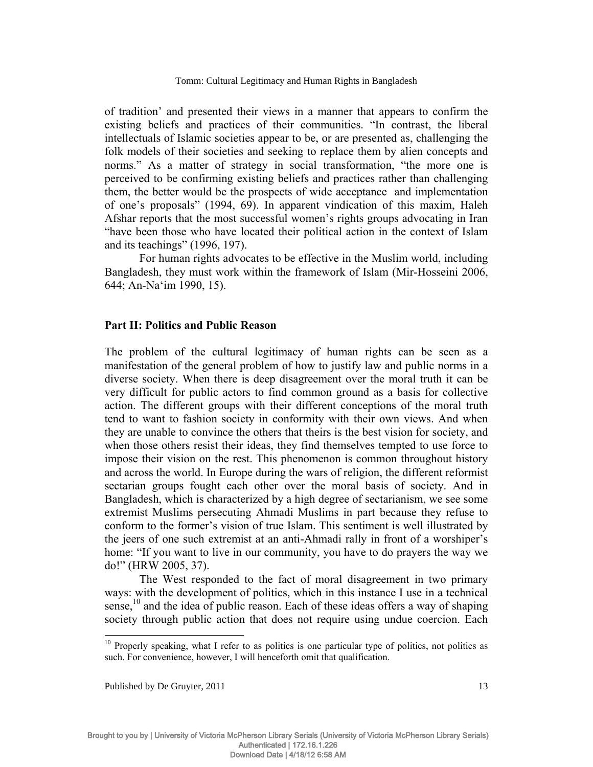of tradition' and presented their views in a manner that appears to confirm the existing beliefs and practices of their communities. "In contrast, the liberal intellectuals of Islamic societies appear to be, or are presented as, challenging the folk models of their societies and seeking to replace them by alien concepts and norms." As a matter of strategy in social transformation, "the more one is perceived to be confirming existing beliefs and practices rather than challenging them, the better would be the prospects of wide acceptance and implementation of one's proposals" (1994, 69). In apparent vindication of this maxim, Haleh Afshar reports that the most successful women's rights groups advocating in Iran "have been those who have located their political action in the context of Islam and its teachings" (1996, 197).

For human rights advocates to be effective in the Muslim world, including Bangladesh, they must work within the framework of Islam (Mir-Hosseini 2006, 644; An-Na'im 1990, 15).

**Part II: Politics and Public Reason**

The problem of the cultural legitimacy of human rights can be seen as a manifestation of the general problem of how to justify law and public norms in a diverse society. When there is deep disagreement over the moral truth it can be very difficult for public actors to find common ground as a basis for collective action. The different groups with their different conceptions of the moral truth tend to want to fashion society in conformity with their own views. And when they are unable to convince the others that theirs is the best vision for society, and when those others resist their ideas, they find themselves tempted to use force to impose their vision on the rest. This phenomenon is common throughout history and across the world. In Europe during the wars of religion, the different reformist sectarian groups fought each other over the moral basis of society. And in Bangladesh, which is characterized by a high degree of sectarianism, we see some extremist Muslims persecuting Ahmadi Muslims in part because they refuse to conform to the former's vision of true Islam. This sentiment is well illustrated by the jeers of one such extremist at an anti-Ahmadi rally in front of a worshiper's home: "If you want to live in our community, you have to do prayers the way we do!" (HRW 2005, 37).

The West responded to the fact of moral disagreement in two primary ways: with the development of politics, which in this instance I use in a technical sense,[10] and the idea of public reason. Each of these ideas offers a way of shaping society through public action that does not require using undue coercion. Each

[10] Properly speaking, what I refer to as politics is one particular type of politics, not politics as such. For convenience, however, I will henceforth omit that qualification.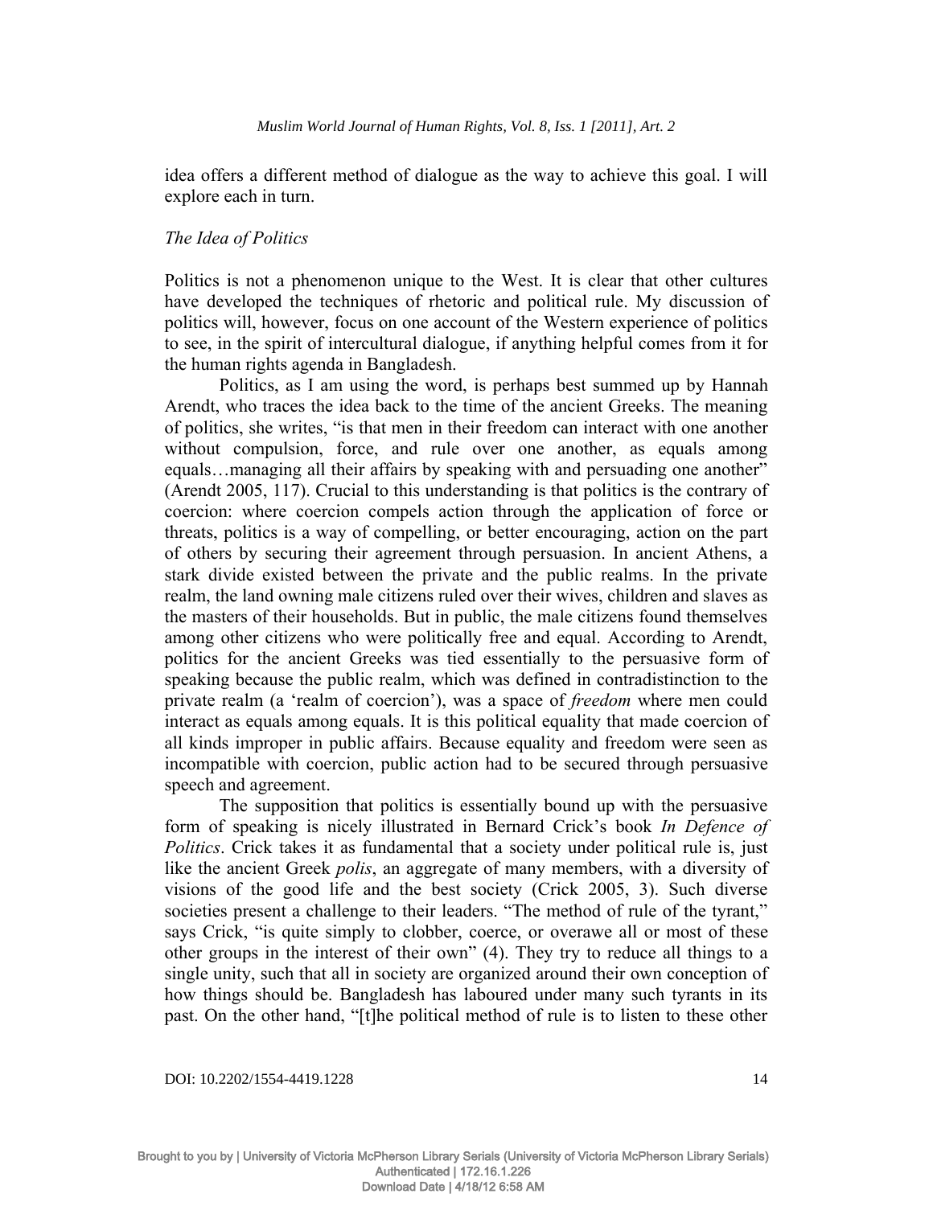idea offers a different method of dialogue as the way to achieve this goal. I will explore each in turn.

### *The Idea of Politics*

Politics is not a phenomenon unique to the West. It is clear that other cultures have developed the techniques of rhetoric and political rule. My discussion of politics will, however, focus on one account of the Western experience of politics to see, in the spirit of intercultural dialogue, if anything helpful comes from it for the human rights agenda in Bangladesh.

Politics, as I am using the word, is perhaps best summed up by Hannah Arendt, who traces the idea back to the time of the ancient Greeks. The meaning of politics, she writes, "is that men in their freedom can interact with one another without compulsion, force, and rule over one another, as equals among equals…managing all their affairs by speaking with and persuading one another" (Arendt 2005, 117). Crucial to this understanding is that politics is the contrary of coercion: where coercion compels action through the application of force or threats, politics is a way of compelling, or better encouraging, action on the part of others by securing their agreement through persuasion. In ancient Athens, a stark divide existed between the private and the public realms. In the private realm, the land owning male citizens ruled over their wives, children and slaves as the masters of their households. But in public, the male citizens found themselves among other citizens who were politically free and equal. According to Arendt, politics for the ancient Greeks was tied essentially to the persuasive form of speaking because the public realm, which was defined in contradistinction to the private realm (a 'realm of coercion'), was a space of *freedom* where men could interact as equals among equals. It is this political equality that made coercion of all kinds improper in public affairs. Because equality and freedom were seen as incompatible with coercion, public action had to be secured through persuasive speech and agreement.

The supposition that politics is essentially bound up with the persuasive form of speaking is nicely illustrated in Bernard Crick's book *In Defence of Politics*. Crick takes it as fundamental that a society under political rule is, just like the ancient Greek *polis*, an aggregate of many members, with a diversity of visions of the good life and the best society (Crick 2005, 3). Such diverse societies present a challenge to their leaders. "The method of rule of the tyrant," says Crick, "is quite simply to clobber, coerce, or overawe all or most of these other groups in the interest of their own" (4). They try to reduce all things to a single unity, such that all in society are organized around their own conception of how things should be. Bangladesh has laboured under many such tyrants in its past. On the other hand, "[t]he political method of rule is to listen to these other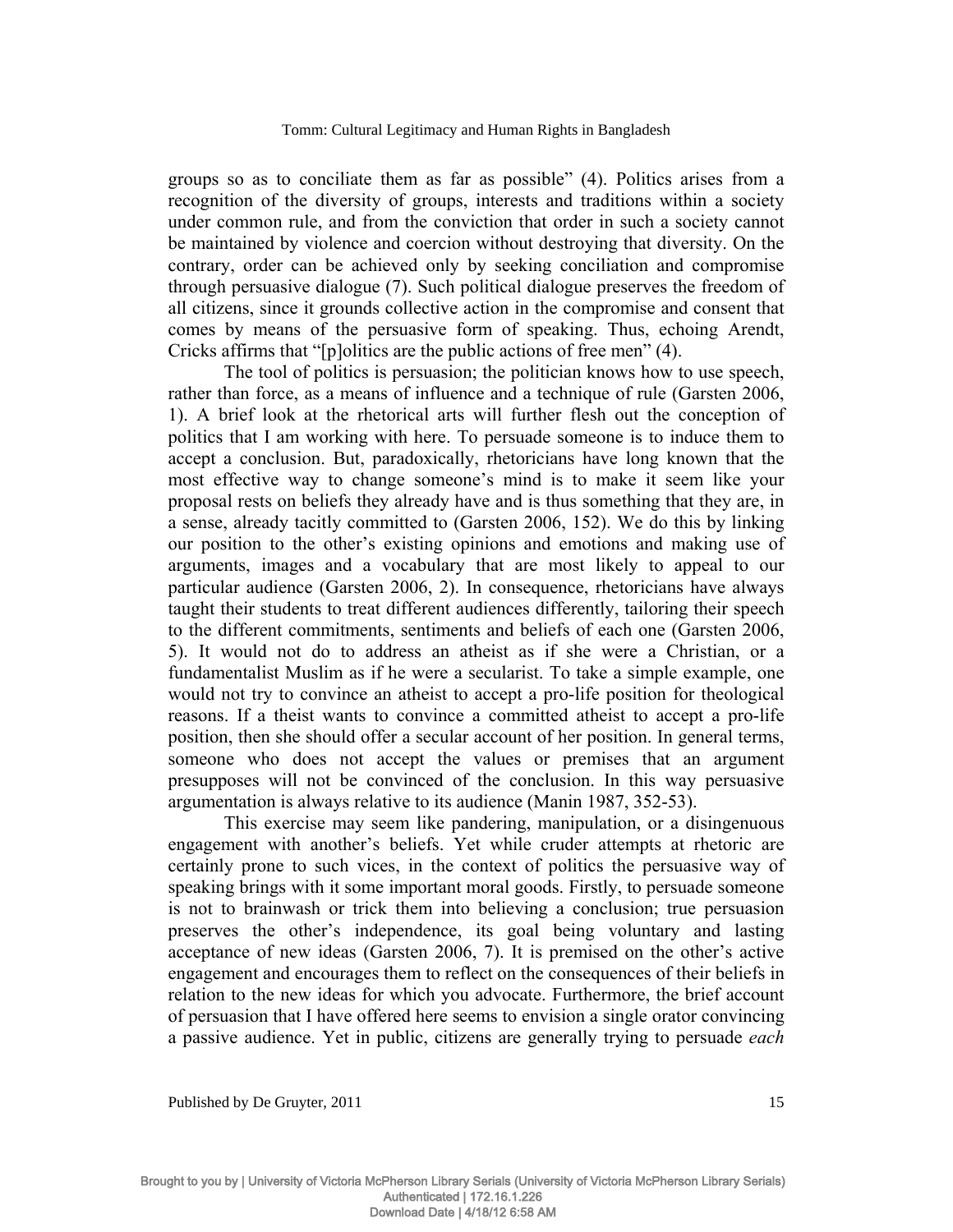groups so as to conciliate them as far as possible" (4). Politics arises from a recognition of the diversity of groups, interests and traditions within a society under common rule, and from the conviction that order in such a society cannot be maintained by violence and coercion without destroying that diversity. On the contrary, order can be achieved only by seeking conciliation and compromise through persuasive dialogue (7). Such political dialogue preserves the freedom of all citizens, since it grounds collective action in the compromise and consent that comes by means of the persuasive form of speaking. Thus, echoing Arendt, Cricks affirms that "[p]olitics are the public actions of free men" (4).

The tool of politics is persuasion; the politician knows how to use speech, rather than force, as a means of influence and a technique of rule (Garsten 2006, 1). A brief look at the rhetorical arts will further flesh out the conception of politics that I am working with here. To persuade someone is to induce them to accept a conclusion. But, paradoxically, rhetoricians have long known that the most effective way to change someone's mind is to make it seem like your proposal rests on beliefs they already have and is thus something that they are, in a sense, already tacitly committed to (Garsten 2006, 152). We do this by linking our position to the other's existing opinions and emotions and making use of arguments, images and a vocabulary that are most likely to appeal to our particular audience (Garsten 2006, 2). In consequence, rhetoricians have always taught their students to treat different audiences differently, tailoring their speech to the different commitments, sentiments and beliefs of each one (Garsten 2006, 5). It would not do to address an atheist as if she were a Christian, or a fundamentalist Muslim as if he were a secularist. To take a simple example, one would not try to convince an atheist to accept a pro-life position for theological reasons. If a theist wants to convince a committed atheist to accept a pro-life position, then she should offer a secular account of her position. In general terms, someone who does not accept the values or premises that an argument presupposes will not be convinced of the conclusion. In this way persuasive argumentation is always relative to its audience (Manin 1987, 352-53).

This exercise may seem like pandering, manipulation, or a disingenuous engagement with another's beliefs. Yet while cruder attempts at rhetoric are certainly prone to such vices, in the context of politics the persuasive way of speaking brings with it some important moral goods. Firstly, to persuade someone is not to brainwash or trick them into believing a conclusion; true persuasion preserves the other's independence, its goal being voluntary and lasting acceptance of new ideas (Garsten 2006, 7). It is premised on the other's active engagement and encourages them to reflect on the consequences of their beliefs in relation to the new ideas for which you advocate. Furthermore, the brief account of persuasion that I have offered here seems to envision a single orator convincing a passive audience. Yet in public, citizens are generally trying to persuade *each*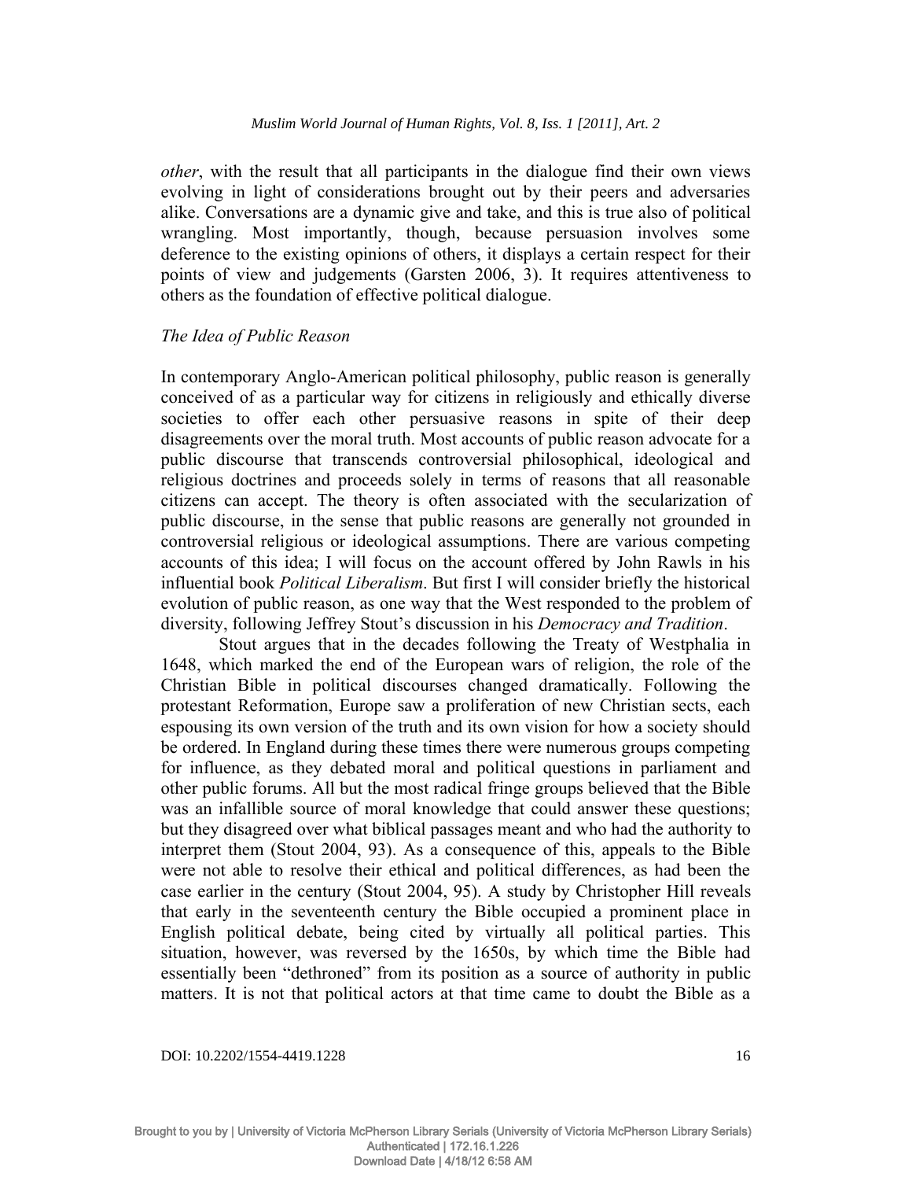*other*, with the result that all participants in the dialogue find their own views evolving in light of considerations brought out by their peers and adversaries alike. Conversations are a dynamic give and take, and this is true also of political wrangling. Most importantly, though, because persuasion involves some deference to the existing opinions of others, it displays a certain respect for their points of view and judgements (Garsten 2006, 3). It requires attentiveness to others as the foundation of effective political dialogue.

### *The Idea of Public Reason*

In contemporary Anglo-American political philosophy, public reason is generally conceived of as a particular way for citizens in religiously and ethically diverse societies to offer each other persuasive reasons in spite of their deep disagreements over the moral truth. Most accounts of public reason advocate for a public discourse that transcends controversial philosophical, ideological and religious doctrines and proceeds solely in terms of reasons that all reasonable citizens can accept. The theory is often associated with the secularization of public discourse, in the sense that public reasons are generally not grounded in controversial religious or ideological assumptions. There are various competing accounts of this idea; I will focus on the account offered by John Rawls in his influential book *Political Liberalism*. But first I will consider briefly the historical evolution of public reason, as one way that the West responded to the problem of diversity, following Jeffrey Stout's discussion in his *Democracy and Tradition*.

Stout argues that in the decades following the Treaty of Westphalia in 1648, which marked the end of the European wars of religion, the role of the Christian Bible in political discourses changed dramatically. Following the protestant Reformation, Europe saw a proliferation of new Christian sects, each espousing its own version of the truth and its own vision for how a society should be ordered. In England during these times there were numerous groups competing for influence, as they debated moral and political questions in parliament and other public forums. All but the most radical fringe groups believed that the Bible was an infallible source of moral knowledge that could answer these questions; but they disagreed over what biblical passages meant and who had the authority to interpret them (Stout 2004, 93). As a consequence of this, appeals to the Bible were not able to resolve their ethical and political differences, as had been the case earlier in the century (Stout 2004, 95). A study by Christopher Hill reveals that early in the seventeenth century the Bible occupied a prominent place in English political debate, being cited by virtually all political parties. This situation, however, was reversed by the 1650s, by which time the Bible had essentially been "dethroned" from its position as a source of authority in public matters. It is not that political actors at that time came to doubt the Bible as a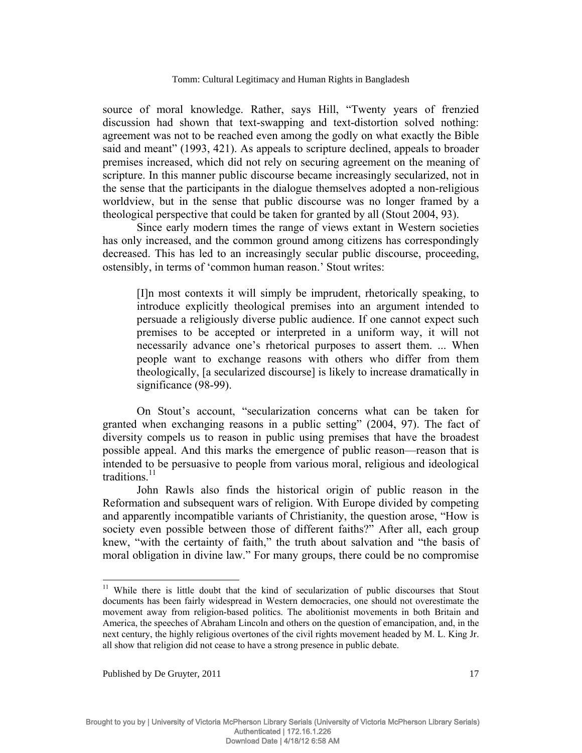source of moral knowledge. Rather, says Hill, "Twenty years of frenzied discussion had shown that text-swapping and text-distortion solved nothing: agreement was not to be reached even among the godly on what exactly the Bible said and meant" (1993, 421). As appeals to scripture declined, appeals to broader premises increased, which did not rely on securing agreement on the meaning of scripture. In this manner public discourse became increasingly secularized, not in the sense that the participants in the dialogue themselves adopted a non-religious worldview, but in the sense that public discourse was no longer framed by a theological perspective that could be taken for granted by all (Stout 2004, 93).

Since early modern times the range of views extant in Western societies has only increased, and the common ground among citizens has correspondingly decreased. This has led to an increasingly secular public discourse, proceeding, ostensibly, in terms of 'common human reason.' Stout writes:

> [I]n most contexts it will simply be imprudent, rhetorically speaking, to introduce explicitly theological premises into an argument intended to persuade a religiously diverse public audience. If one cannot expect such premises to be accepted or interpreted in a uniform way, it will not necessarily advance one's rhetorical purposes to assert them. ... When people want to exchange reasons with others who differ from them theologically, [a secularized discourse] is likely to increase dramatically in significance (98-99).

On Stout's account, "secularization concerns what can be taken for granted when exchanging reasons in a public setting" (2004, 97). The fact of diversity compels us to reason in public using premises that have the broadest possible appeal. And this marks the emergence of public reason—reason that is intended to be persuasive to people from various moral, religious and ideological traditions.[11]

John Rawls also finds the historical origin of public reason in the Reformation and subsequent wars of religion. With Europe divided by competing and apparently incompatible variants of Christianity, the question arose, "How is society even possible between those of different faiths?" After all, each group knew, "with the certainty of faith," the truth about salvation and "the basis of moral obligation in divine law." For many groups, there could be no compromise

[11] While there is little doubt that the kind of secularization of public discourses that Stout documents has been fairly widespread in Western democracies, one should not overestimate the movement away from religion-based politics. The abolitionist movements in both Britain and America, the speeches of Abraham Lincoln and others on the question of emancipation, and, in the next century, the highly religious overtones of the civil rights movement headed by M. L. King Jr. all show that religion did not cease to have a strong presence in public debate.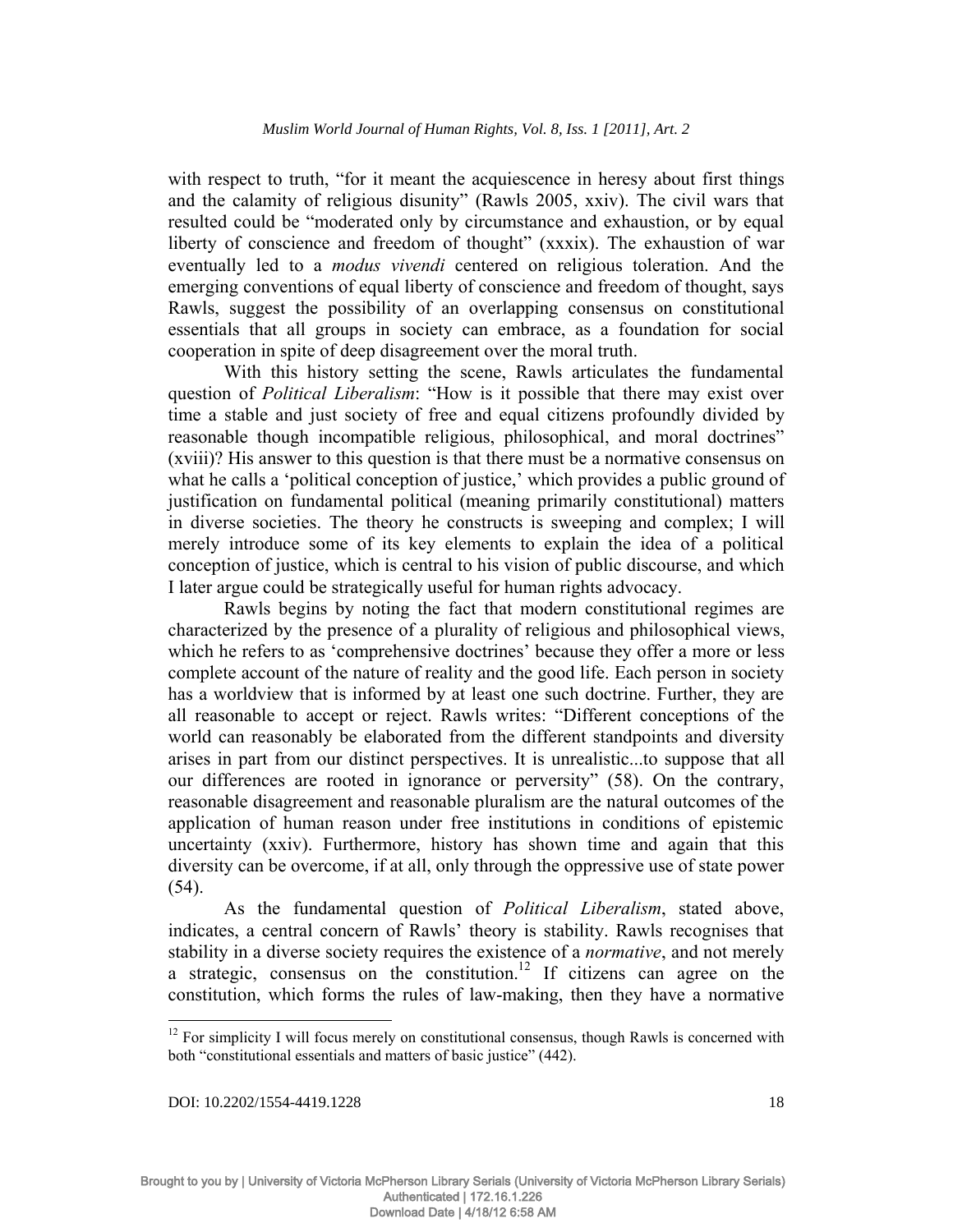with respect to truth, "for it meant the acquiescence in heresy about first things and the calamity of religious disunity" (Rawls 2005, xxiv). The civil wars that resulted could be "moderated only by circumstance and exhaustion, or by equal liberty of conscience and freedom of thought" (xxxix). The exhaustion of war eventually led to a *modus vivendi* centered on religious toleration. And the emerging conventions of equal liberty of conscience and freedom of thought, says Rawls, suggest the possibility of an overlapping consensus on constitutional essentials that all groups in society can embrace, as a foundation for social cooperation in spite of deep disagreement over the moral truth.

With this history setting the scene, Rawls articulates the fundamental question of *Political Liberalism*: "How is it possible that there may exist over time a stable and just society of free and equal citizens profoundly divided by reasonable though incompatible religious, philosophical, and moral doctrines" (xviii)? His answer to this question is that there must be a normative consensus on what he calls a 'political conception of justice,' which provides a public ground of justification on fundamental political (meaning primarily constitutional) matters in diverse societies. The theory he constructs is sweeping and complex; I will merely introduce some of its key elements to explain the idea of a political conception of justice, which is central to his vision of public discourse, and which I later argue could be strategically useful for human rights advocacy.

Rawls begins by noting the fact that modern constitutional regimes are characterized by the presence of a plurality of religious and philosophical views, which he refers to as 'comprehensive doctrines' because they offer a more or less complete account of the nature of reality and the good life. Each person in society has a worldview that is informed by at least one such doctrine. Further, they are all reasonable to accept or reject. Rawls writes: "Different conceptions of the world can reasonably be elaborated from the different standpoints and diversity arises in part from our distinct perspectives. It is unrealistic...to suppose that all our differences are rooted in ignorance or perversity" (58). On the contrary, reasonable disagreement and reasonable pluralism are the natural outcomes of the application of human reason under free institutions in conditions of epistemic uncertainty (xxiv). Furthermore, history has shown time and again that this diversity can be overcome, if at all, only through the oppressive use of state power (54).

As the fundamental question of *Political Liberalism*, stated above, indicates, a central concern of Rawls' theory is stability. Rawls recognises that stability in a diverse society requires the existence of a *normative*, and not merely a strategic, consensus on the constitution.[12] If citizens can agree on the constitution, which forms the rules of law-making, then they have a normative

[12] For simplicity I will focus merely on constitutional consensus, though Rawls is concerned with both "constitutional essentials and matters of basic justice" (442).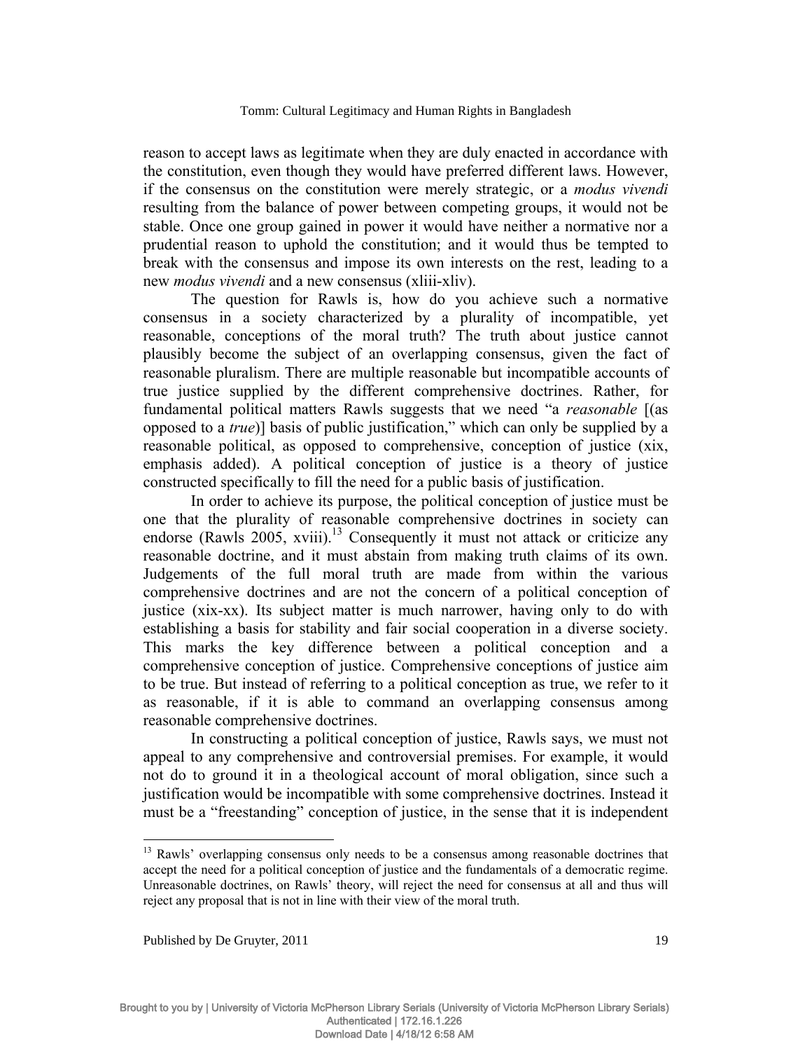reason to accept laws as legitimate when they are duly enacted in accordance with the constitution, even though they would have preferred different laws. However, if the consensus on the constitution were merely strategic, or a *modus vivendi* resulting from the balance of power between competing groups, it would not be stable. Once one group gained in power it would have neither a normative nor a prudential reason to uphold the constitution; and it would thus be tempted to break with the consensus and impose its own interests on the rest, leading to a new *modus vivendi* and a new consensus (xliii-xliv).

The question for Rawls is, how do you achieve such a normative consensus in a society characterized by a plurality of incompatible, yet reasonable, conceptions of the moral truth? The truth about justice cannot plausibly become the subject of an overlapping consensus, given the fact of reasonable pluralism. There are multiple reasonable but incompatible accounts of true justice supplied by the different comprehensive doctrines. Rather, for fundamental political matters Rawls suggests that we need "a *reasonable* [(as opposed to a *true*)] basis of public justification," which can only be supplied by a reasonable political, as opposed to comprehensive, conception of justice (xix, emphasis added). A political conception of justice is a theory of justice constructed specifically to fill the need for a public basis of justification.

In order to achieve its purpose, the political conception of justice must be one that the plurality of reasonable comprehensive doctrines in society can endorse (Rawls 2005, xviii).[13] Consequently it must not attack or criticize any reasonable doctrine, and it must abstain from making truth claims of its own. Judgements of the full moral truth are made from within the various comprehensive doctrines and are not the concern of a political conception of justice (xix-xx). Its subject matter is much narrower, having only to do with establishing a basis for stability and fair social cooperation in a diverse society. This marks the key difference between a political conception and a comprehensive conception of justice. Comprehensive conceptions of justice aim to be true. But instead of referring to a political conception as true, we refer to it as reasonable, if it is able to command an overlapping consensus among reasonable comprehensive doctrines.

In constructing a political conception of justice, Rawls says, we must not appeal to any comprehensive and controversial premises. For example, it would not do to ground it in a theological account of moral obligation, since such a justification would be incompatible with some comprehensive doctrines. Instead it must be a "freestanding" conception of justice, in the sense that it is independent

---

[13] Rawls' overlapping consensus only needs to be a consensus among reasonable doctrines that accept the need for a political conception of justice and the fundamentals of a democratic regime. Unreasonable doctrines, on Rawls' theory, will reject the need for consensus at all and thus will reject any proposal that is not in line with their view of the moral truth.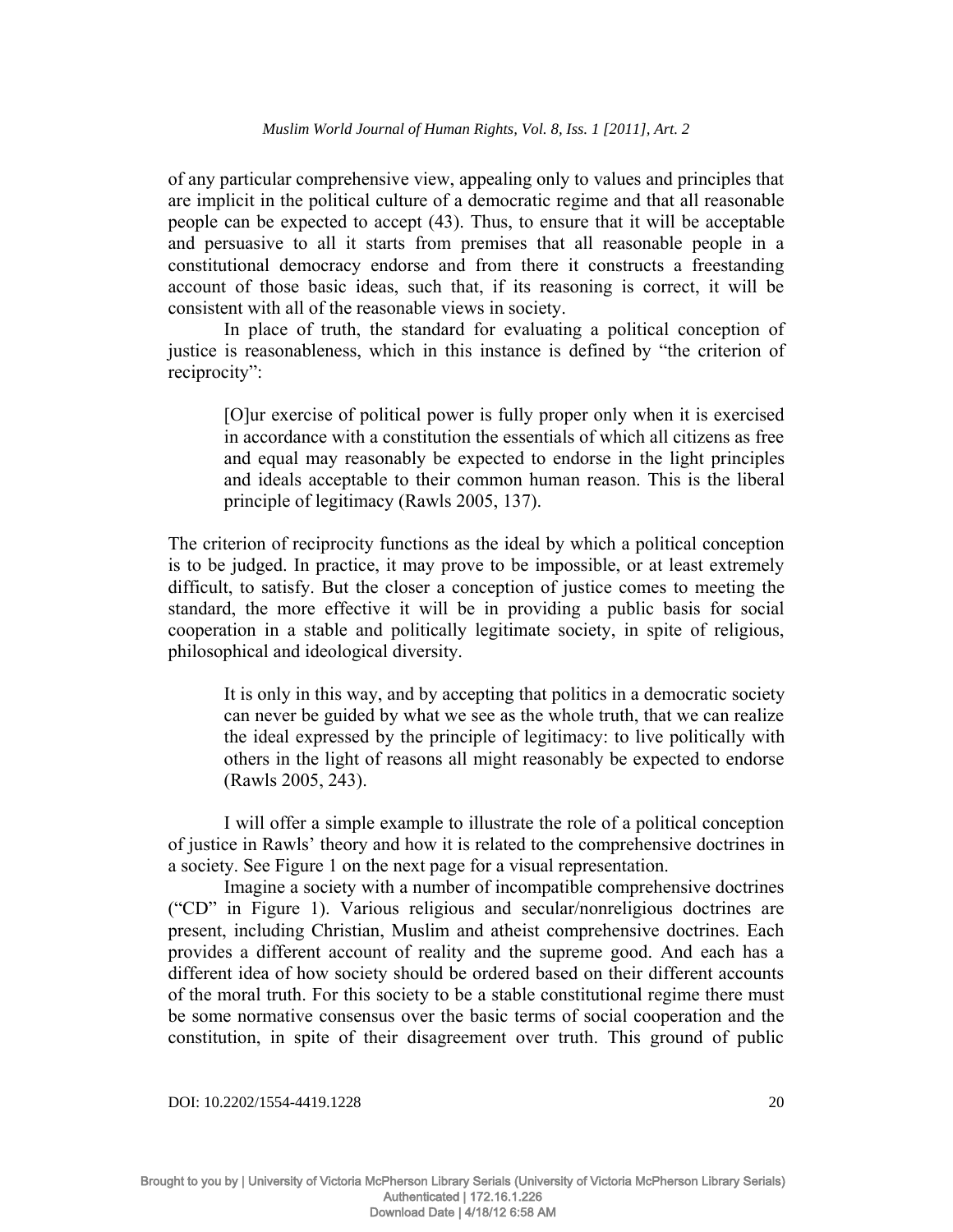of any particular comprehensive view, appealing only to values and principles that are implicit in the political culture of a democratic regime and that all reasonable people can be expected to accept (43). Thus, to ensure that it will be acceptable and persuasive to all it starts from premises that all reasonable people in a constitutional democracy endorse and from there it constructs a freestanding account of those basic ideas, such that, if its reasoning is correct, it will be consistent with all of the reasonable views in society.

In place of truth, the standard for evaluating a political conception of justice is reasonableness, which in this instance is defined by "the criterion of reciprocity":

> [O]ur exercise of political power is fully proper only when it is exercised in accordance with a constitution the essentials of which all citizens as free and equal may reasonably be expected to endorse in the light principles and ideals acceptable to their common human reason. This is the liberal principle of legitimacy (Rawls 2005, 137).

The criterion of reciprocity functions as the ideal by which a political conception is to be judged. In practice, it may prove to be impossible, or at least extremely difficult, to satisfy. But the closer a conception of justice comes to meeting the standard, the more effective it will be in providing a public basis for social cooperation in a stable and politically legitimate society, in spite of religious, philosophical and ideological diversity.

> It is only in this way, and by accepting that politics in a democratic society can never be guided by what we see as the whole truth, that we can realize the ideal expressed by the principle of legitimacy: to live politically with others in the light of reasons all might reasonably be expected to endorse (Rawls 2005, 243).

I will offer a simple example to illustrate the role of a political conception of justice in Rawls' theory and how it is related to the comprehensive doctrines in a society. See Figure 1 on the next page for a visual representation.

Imagine a society with a number of incompatible comprehensive doctrines ("CD" in Figure 1). Various religious and secular/nonreligious doctrines are present, including Christian, Muslim and atheist comprehensive doctrines. Each provides a different account of reality and the supreme good. And each has a different idea of how society should be ordered based on their different accounts of the moral truth. For this society to be a stable constitutional regime there must be some normative consensus over the basic terms of social cooperation and the constitution, in spite of their disagreement over truth. This ground of public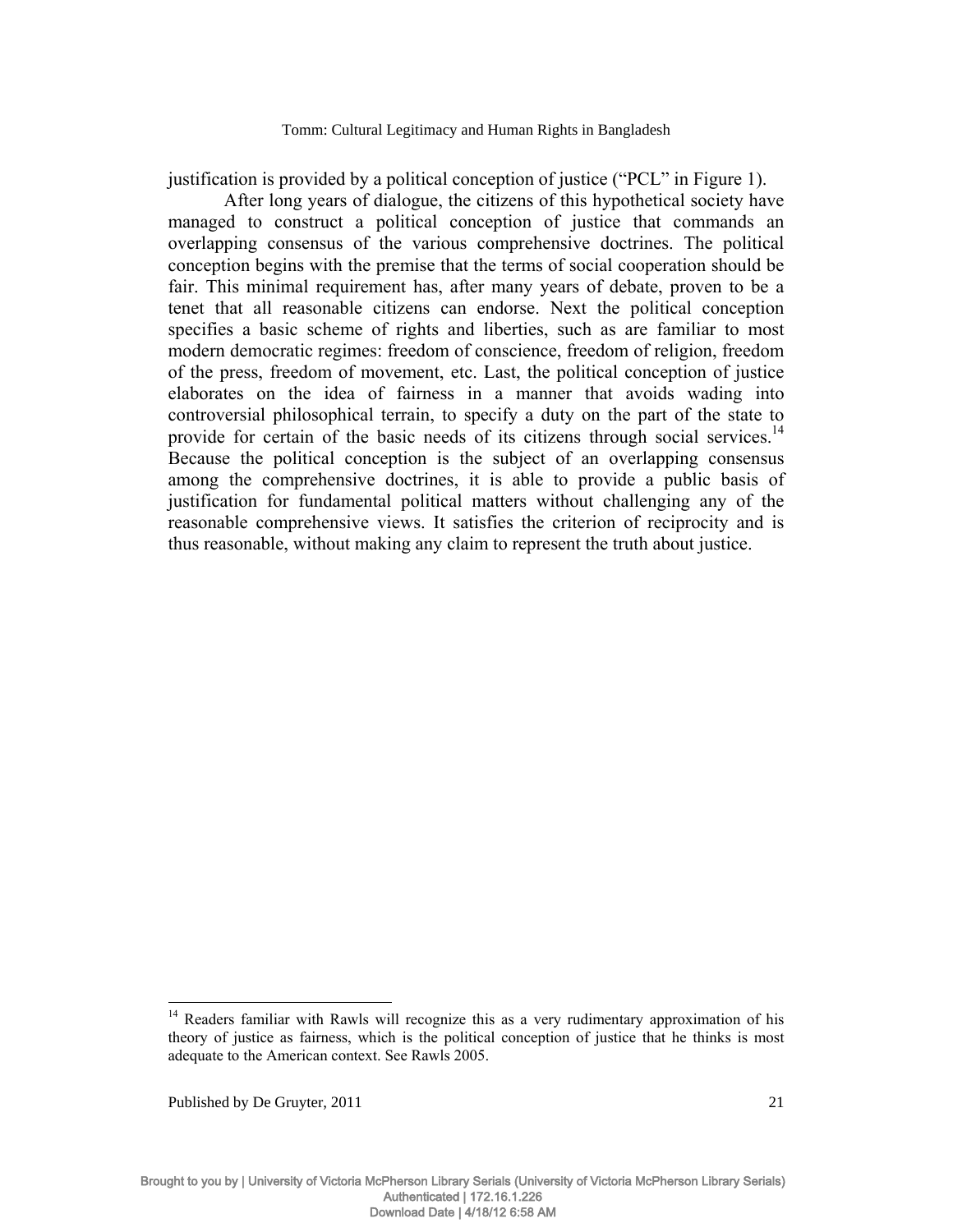justification is provided by a political conception of justice ("PCL" in Figure 1).

After long years of dialogue, the citizens of this hypothetical society have managed to construct a political conception of justice that commands an overlapping consensus of the various comprehensive doctrines. The political conception begins with the premise that the terms of social cooperation should be fair. This minimal requirement has, after many years of debate, proven to be a tenet that all reasonable citizens can endorse. Next the political conception specifies a basic scheme of rights and liberties, such as are familiar to most modern democratic regimes: freedom of conscience, freedom of religion, freedom of the press, freedom of movement, etc. Last, the political conception of justice elaborates on the idea of fairness in a manner that avoids wading into controversial philosophical terrain, to specify a duty on the part of the state to provide for certain of the basic needs of its citizens through social services.[14] Because the political conception is the subject of an overlapping consensus among the comprehensive doctrines, it is able to provide a public basis of justification for fundamental political matters without challenging any of the reasonable comprehensive views. It satisfies the criterion of reciprocity and is thus reasonable, without making any claim to represent the truth about justice.

---

[14] Readers familiar with Rawls will recognize this as a very rudimentary approximation of his theory of justice as fairness, which is the political conception of justice that he thinks is most adequate to the American context. See Rawls 2005.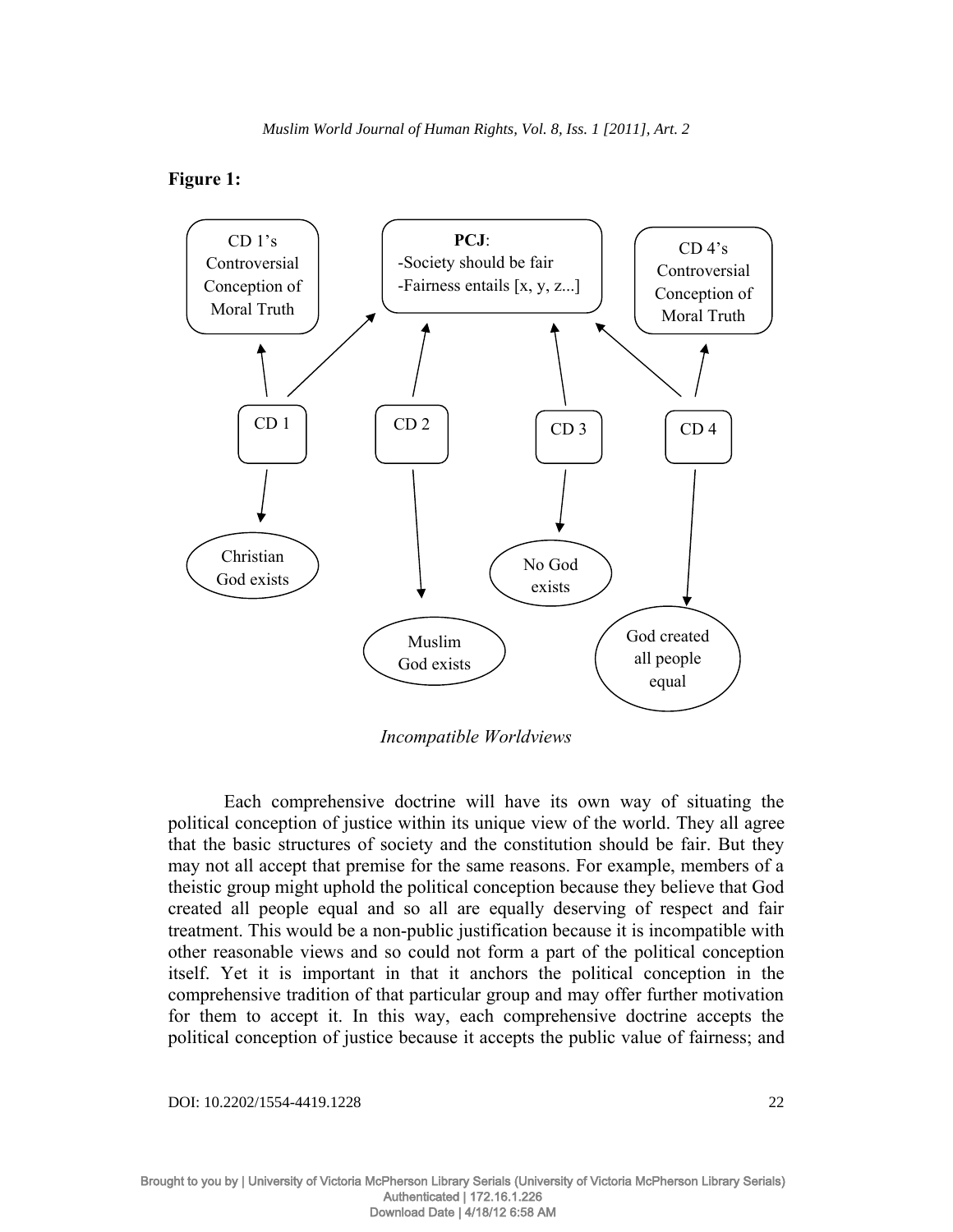**Figure 1:**

CD 1's Controversial Conception of Moral Truth

**PCJ**:
-Society should be fair
-Fairness entails [x, y, z...]

CD 4's Controversial Conception of Moral Truth

CD 1 | CD 2 | CD 3 | CD 4

Christian God exists

Muslim God exists

No God exists

God created all people equal

*Incompatible Worldviews*

Each comprehensive doctrine will have its own way of situating the political conception of justice within its unique view of the world. They all agree that the basic structures of society and the constitution should be fair. But they may not all accept that premise for the same reasons. For example, members of a theistic group might uphold the political conception because they believe that God created all people equal and so all are equally deserving of respect and fair treatment. This would be a non-public justification because it is incompatible with other reasonable views and so could not form a part of the political conception itself. Yet it is important in that it anchors the political conception in the comprehensive tradition of that particular group and may offer further motivation for them to accept it. In this way, each comprehensive doctrine accepts the political conception of justice because it accepts the public value of fairness; and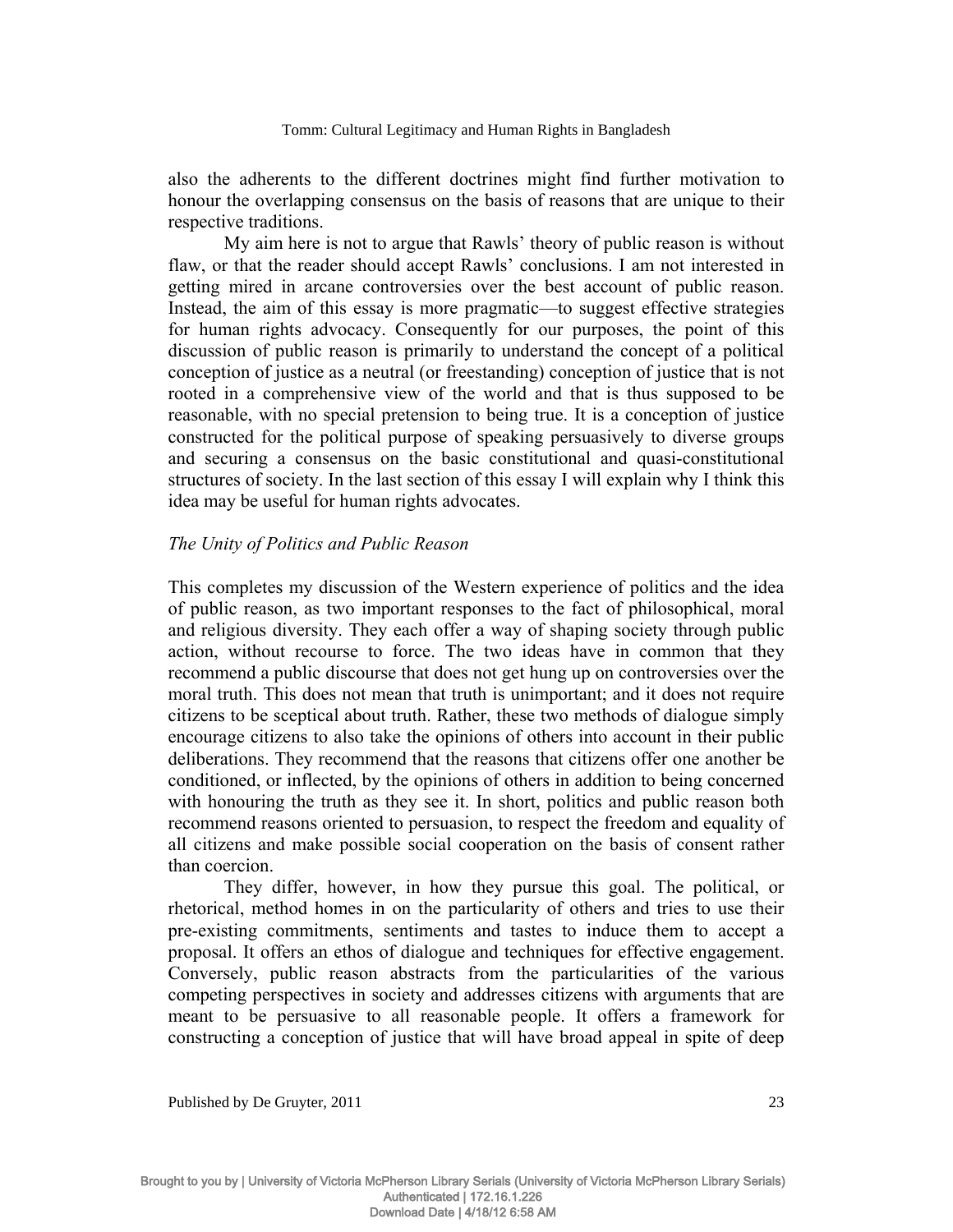also the adherents to the different doctrines might find further motivation to honour the overlapping consensus on the basis of reasons that are unique to their respective traditions.

My aim here is not to argue that Rawls' theory of public reason is without flaw, or that the reader should accept Rawls' conclusions. I am not interested in getting mired in arcane controversies over the best account of public reason. Instead, the aim of this essay is more pragmatic—to suggest effective strategies for human rights advocacy. Consequently for our purposes, the point of this discussion of public reason is primarily to understand the concept of a political conception of justice as a neutral (or freestanding) conception of justice that is not rooted in a comprehensive view of the world and that is thus supposed to be reasonable, with no special pretension to being true. It is a conception of justice constructed for the political purpose of speaking persuasively to diverse groups and securing a consensus on the basic constitutional and quasi-constitutional structures of society. In the last section of this essay I will explain why I think this idea may be useful for human rights advocates.

### *The Unity of Politics and Public Reason*

This completes my discussion of the Western experience of politics and the idea of public reason, as two important responses to the fact of philosophical, moral and religious diversity. They each offer a way of shaping society through public action, without recourse to force. The two ideas have in common that they recommend a public discourse that does not get hung up on controversies over the moral truth. This does not mean that truth is unimportant; and it does not require citizens to be sceptical about truth. Rather, these two methods of dialogue simply encourage citizens to also take the opinions of others into account in their public deliberations. They recommend that the reasons that citizens offer one another be conditioned, or inflected, by the opinions of others in addition to being concerned with honouring the truth as they see it. In short, politics and public reason both recommend reasons oriented to persuasion, to respect the freedom and equality of all citizens and make possible social cooperation on the basis of consent rather than coercion.

They differ, however, in how they pursue this goal. The political, or rhetorical, method homes in on the particularity of others and tries to use their pre-existing commitments, sentiments and tastes to induce them to accept a proposal. It offers an ethos of dialogue and techniques for effective engagement. Conversely, public reason abstracts from the particularities of the various competing perspectives in society and addresses citizens with arguments that are meant to be persuasive to all reasonable people. It offers a framework for constructing a conception of justice that will have broad appeal in spite of deep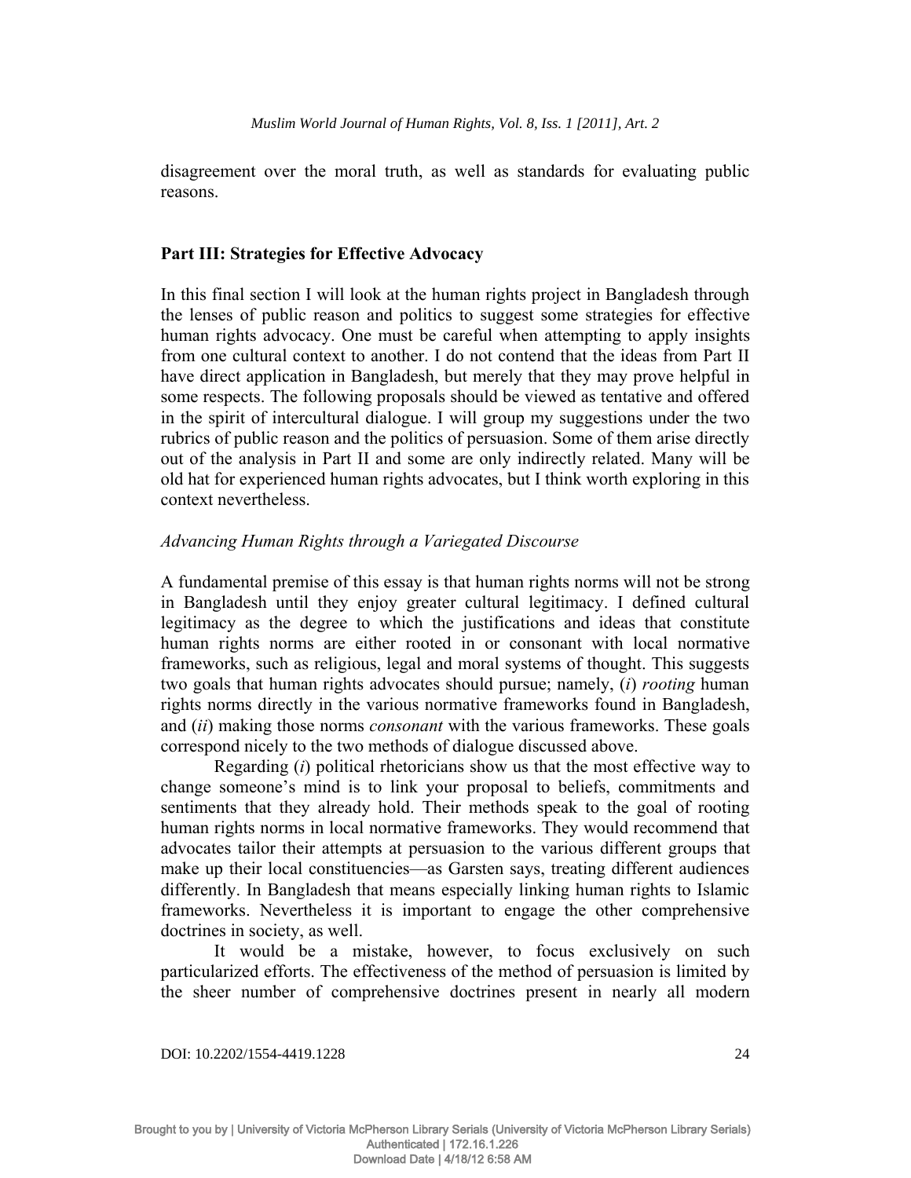disagreement over the moral truth, as well as standards for evaluating public reasons.

## Part III: Strategies for Effective Advocacy

In this final section I will look at the human rights project in Bangladesh through the lenses of public reason and politics to suggest some strategies for effective human rights advocacy. One must be careful when attempting to apply insights from one cultural context to another. I do not contend that the ideas from Part II have direct application in Bangladesh, but merely that they may prove helpful in some respects. The following proposals should be viewed as tentative and offered in the spirit of intercultural dialogue. I will group my suggestions under the two rubrics of public reason and the politics of persuasion. Some of them arise directly out of the analysis in Part II and some are only indirectly related. Many will be old hat for experienced human rights advocates, but I think worth exploring in this context nevertheless.

### *Advancing Human Rights through a Variegated Discourse*

A fundamental premise of this essay is that human rights norms will not be strong in Bangladesh until they enjoy greater cultural legitimacy. I defined cultural legitimacy as the degree to which the justifications and ideas that constitute human rights norms are either rooted in or consonant with local normative frameworks, such as religious, legal and moral systems of thought. This suggests two goals that human rights advocates should pursue; namely, (*i*) *rooting* human rights norms directly in the various normative frameworks found in Bangladesh, and (*ii*) making those norms *consonant* with the various frameworks. These goals correspond nicely to the two methods of dialogue discussed above.

Regarding (*i*) political rhetoricians show us that the most effective way to change someone's mind is to link your proposal to beliefs, commitments and sentiments that they already hold. Their methods speak to the goal of rooting human rights norms in local normative frameworks. They would recommend that advocates tailor their attempts at persuasion to the various different groups that make up their local constituencies—as Garsten says, treating different audiences differently. In Bangladesh that means especially linking human rights to Islamic frameworks. Nevertheless it is important to engage the other comprehensive doctrines in society, as well.

It would be a mistake, however, to focus exclusively on such particularized efforts. The effectiveness of the method of persuasion is limited by the sheer number of comprehensive doctrines present in nearly all modern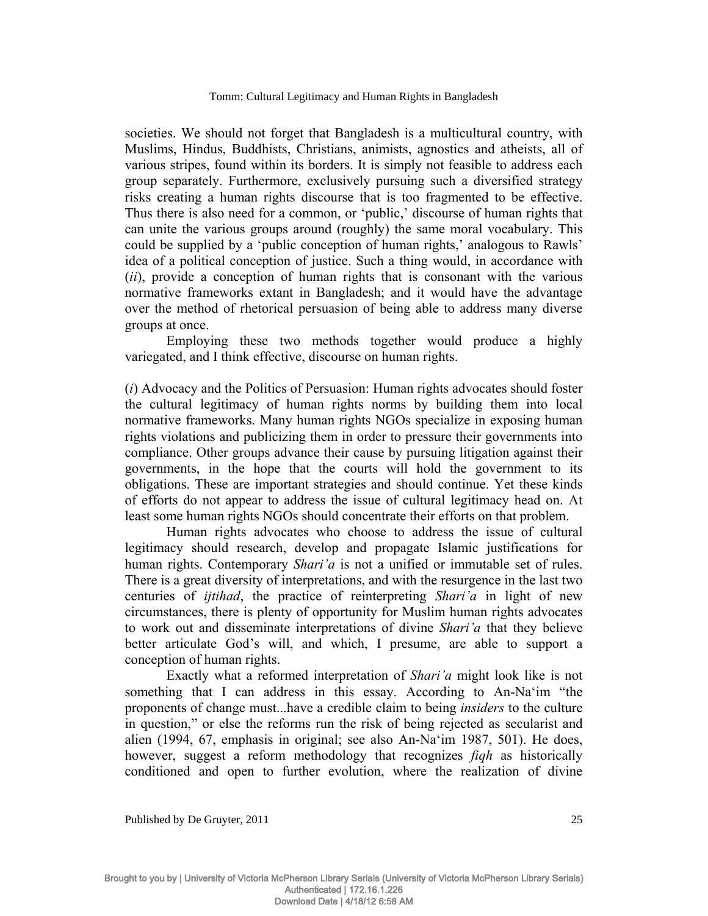societies. We should not forget that Bangladesh is a multicultural country, with Muslims, Hindus, Buddhists, Christians, animists, agnostics and atheists, all of various stripes, found within its borders. It is simply not feasible to address each group separately. Furthermore, exclusively pursuing such a diversified strategy risks creating a human rights discourse that is too fragmented to be effective. Thus there is also need for a common, or 'public,' discourse of human rights that can unite the various groups around (roughly) the same moral vocabulary. This could be supplied by a 'public conception of human rights,' analogous to Rawls' idea of a political conception of justice. Such a thing would, in accordance with (*ii*), provide a conception of human rights that is consonant with the various normative frameworks extant in Bangladesh; and it would have the advantage over the method of rhetorical persuasion of being able to address many diverse groups at once.

Employing these two methods together would produce a highly variegated, and I think effective, discourse on human rights.

(*i*) Advocacy and the Politics of Persuasion: Human rights advocates should foster the cultural legitimacy of human rights norms by building them into local normative frameworks. Many human rights NGOs specialize in exposing human rights violations and publicizing them in order to pressure their governments into compliance. Other groups advance their cause by pursuing litigation against their governments, in the hope that the courts will hold the government to its obligations. These are important strategies and should continue. Yet these kinds of efforts do not appear to address the issue of cultural legitimacy head on. At least some human rights NGOs should concentrate their efforts on that problem.

Human rights advocates who choose to address the issue of cultural legitimacy should research, develop and propagate Islamic justifications for human rights. Contemporary *Shari'a* is not a unified or immutable set of rules. There is a great diversity of interpretations, and with the resurgence in the last two centuries of *ijtihad*, the practice of reinterpreting *Shari'a* in light of new circumstances, there is plenty of opportunity for Muslim human rights advocates to work out and disseminate interpretations of divine *Shari'a* that they believe better articulate God's will, and which, I presume, are able to support a conception of human rights.

Exactly what a reformed interpretation of *Shari'a* might look like is not something that I can address in this essay. According to An-Na'im "the proponents of change must...have a credible claim to being *insiders* to the culture in question," or else the reforms run the risk of being rejected as secularist and alien (1994, 67, emphasis in original; see also An-Na'im 1987, 501). He does, however, suggest a reform methodology that recognizes *fiqh* as historically conditioned and open to further evolution, where the realization of divine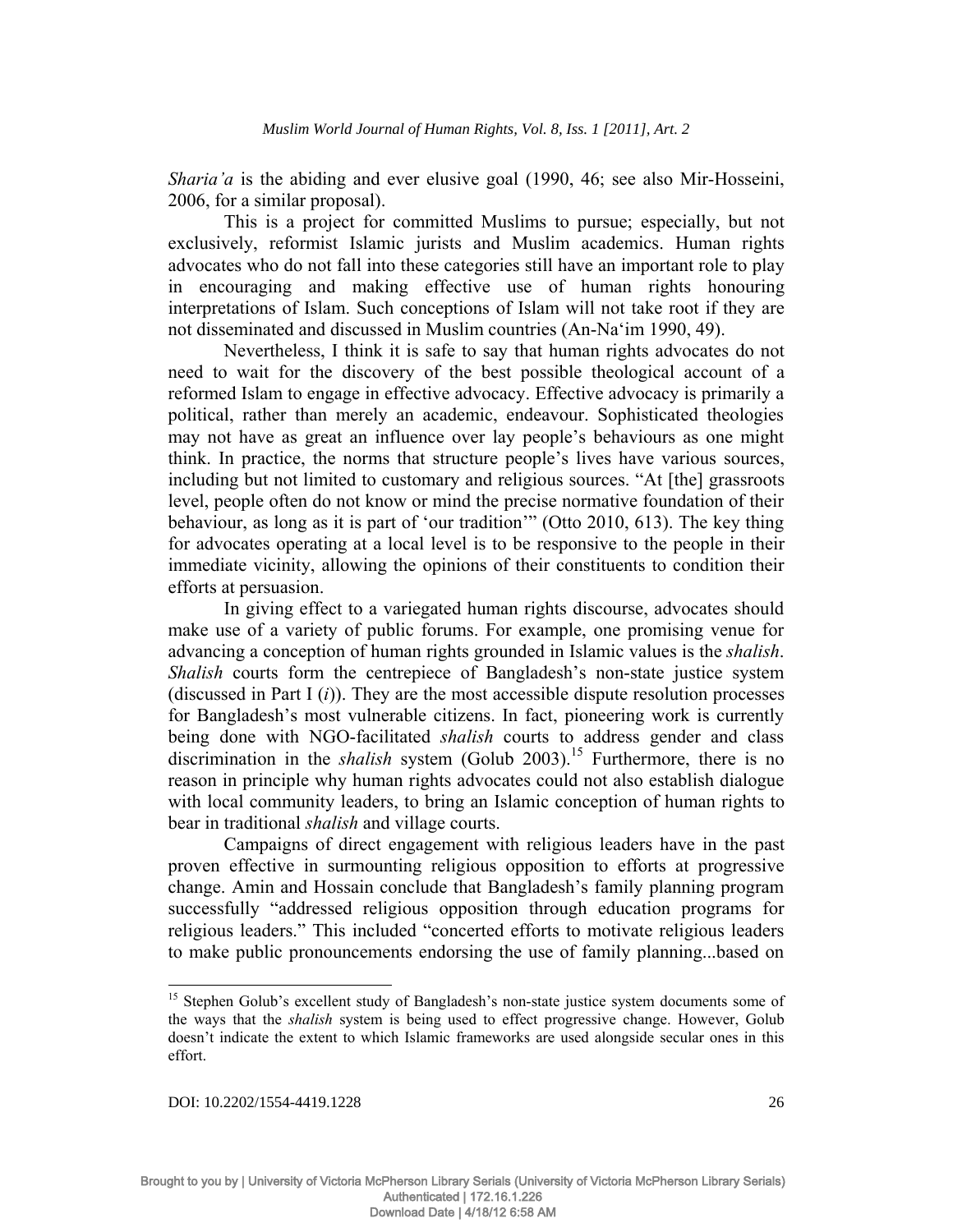*Sharia'a* is the abiding and ever elusive goal (1990, 46; see also Mir-Hosseini, 2006, for a similar proposal).

This is a project for committed Muslims to pursue; especially, but not exclusively, reformist Islamic jurists and Muslim academics. Human rights advocates who do not fall into these categories still have an important role to play in encouraging and making effective use of human rights honouring interpretations of Islam. Such conceptions of Islam will not take root if they are not disseminated and discussed in Muslim countries (An-Na'im 1990, 49).

Nevertheless, I think it is safe to say that human rights advocates do not need to wait for the discovery of the best possible theological account of a reformed Islam to engage in effective advocacy. Effective advocacy is primarily a political, rather than merely an academic, endeavour. Sophisticated theologies may not have as great an influence over lay people's behaviours as one might think. In practice, the norms that structure people's lives have various sources, including but not limited to customary and religious sources. "At [the] grassroots level, people often do not know or mind the precise normative foundation of their behaviour, as long as it is part of 'our tradition'" (Otto 2010, 613). The key thing for advocates operating at a local level is to be responsive to the people in their immediate vicinity, allowing the opinions of their constituents to condition their efforts at persuasion.

In giving effect to a variegated human rights discourse, advocates should make use of a variety of public forums. For example, one promising venue for advancing a conception of human rights grounded in Islamic values is the *shalish*. *Shalish* courts form the centrepiece of Bangladesh's non-state justice system (discussed in Part I (*i*)). They are the most accessible dispute resolution processes for Bangladesh's most vulnerable citizens. In fact, pioneering work is currently being done with NGO-facilitated *shalish* courts to address gender and class discrimination in the *shalish* system (Golub 2003).[15] Furthermore, there is no reason in principle why human rights advocates could not also establish dialogue with local community leaders, to bring an Islamic conception of human rights to bear in traditional *shalish* and village courts.

Campaigns of direct engagement with religious leaders have in the past proven effective in surmounting religious opposition to efforts at progressive change. Amin and Hossain conclude that Bangladesh's family planning program successfully "addressed religious opposition through education programs for religious leaders." This included "concerted efforts to motivate religious leaders to make public pronouncements endorsing the use of family planning...based on

[15] Stephen Golub's excellent study of Bangladesh's non-state justice system documents some of the ways that the *shalish* system is being used to effect progressive change. However, Golub doesn't indicate the extent to which Islamic frameworks are used alongside secular ones in this effort.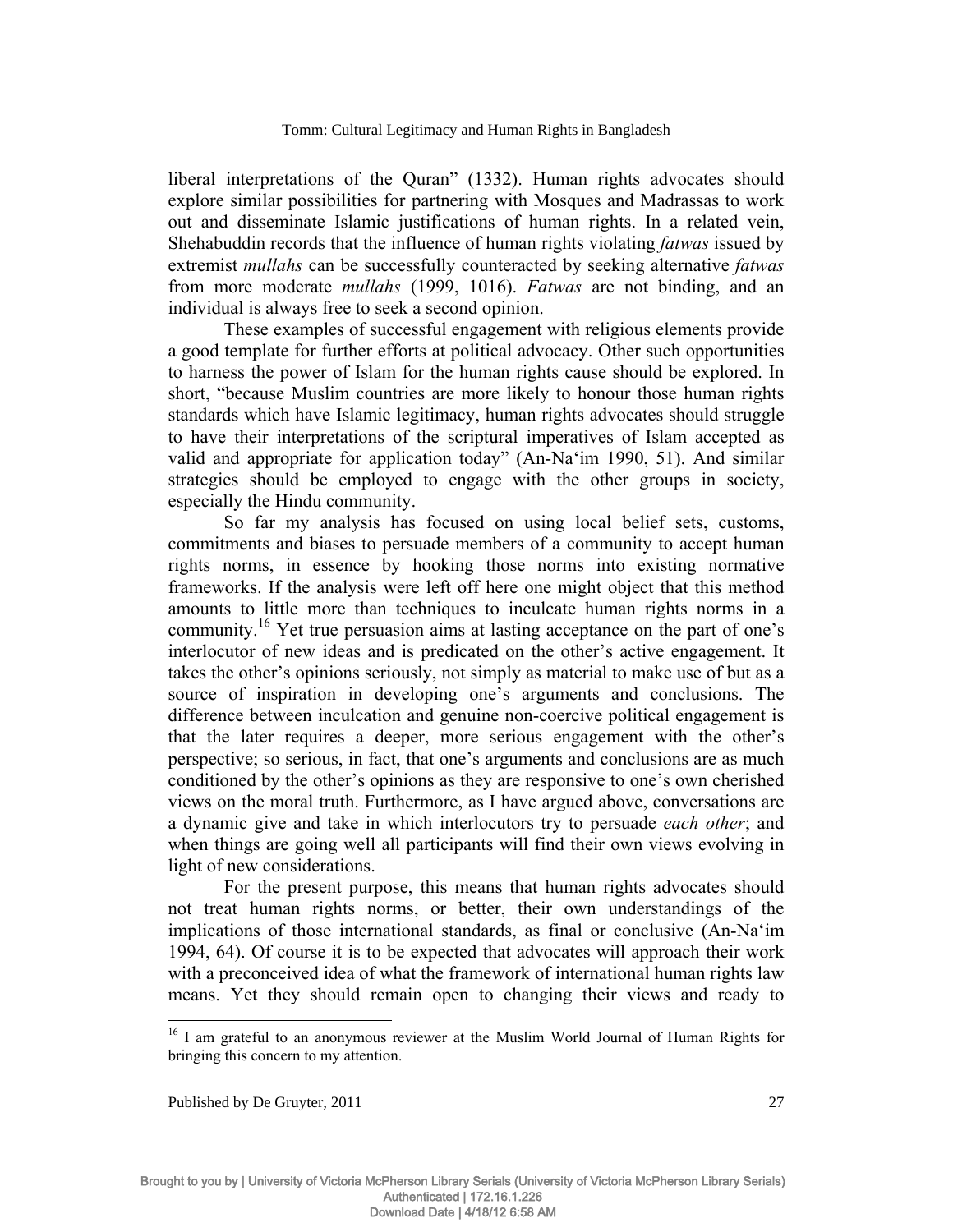liberal interpretations of the Quran" (1332). Human rights advocates should explore similar possibilities for partnering with Mosques and Madrassas to work out and disseminate Islamic justifications of human rights. In a related vein, Shehabuddin records that the influence of human rights violating *fatwas* issued by extremist *mullahs* can be successfully counteracted by seeking alternative *fatwas* from more moderate *mullahs* (1999, 1016). *Fatwas* are not binding, and an individual is always free to seek a second opinion.

These examples of successful engagement with religious elements provide a good template for further efforts at political advocacy. Other such opportunities to harness the power of Islam for the human rights cause should be explored. In short, "because Muslim countries are more likely to honour those human rights standards which have Islamic legitimacy, human rights advocates should struggle to have their interpretations of the scriptural imperatives of Islam accepted as valid and appropriate for application today" (An-Na'im 1990, 51). And similar strategies should be employed to engage with the other groups in society, especially the Hindu community.

So far my analysis has focused on using local belief sets, customs, commitments and biases to persuade members of a community to accept human rights norms, in essence by hooking those norms into existing normative frameworks. If the analysis were left off here one might object that this method amounts to little more than techniques to inculcate human rights norms in a community.[16] Yet true persuasion aims at lasting acceptance on the part of one's interlocutor of new ideas and is predicated on the other's active engagement. It takes the other's opinions seriously, not simply as material to make use of but as a source of inspiration in developing one's arguments and conclusions. The difference between inculcation and genuine non-coercive political engagement is that the later requires a deeper, more serious engagement with the other's perspective; so serious, in fact, that one's arguments and conclusions are as much conditioned by the other's opinions as they are responsive to one's own cherished views on the moral truth. Furthermore, as I have argued above, conversations are a dynamic give and take in which interlocutors try to persuade *each other*; and when things are going well all participants will find their own views evolving in light of new considerations.

For the present purpose, this means that human rights advocates should not treat human rights norms, or better, their own understandings of the implications of those international standards, as final or conclusive (An-Na'im 1994, 64). Of course it is to be expected that advocates will approach their work with a preconceived idea of what the framework of international human rights law means. Yet they should remain open to changing their views and ready to

[16] I am grateful to an anonymous reviewer at the Muslim World Journal of Human Rights for bringing this concern to my attention.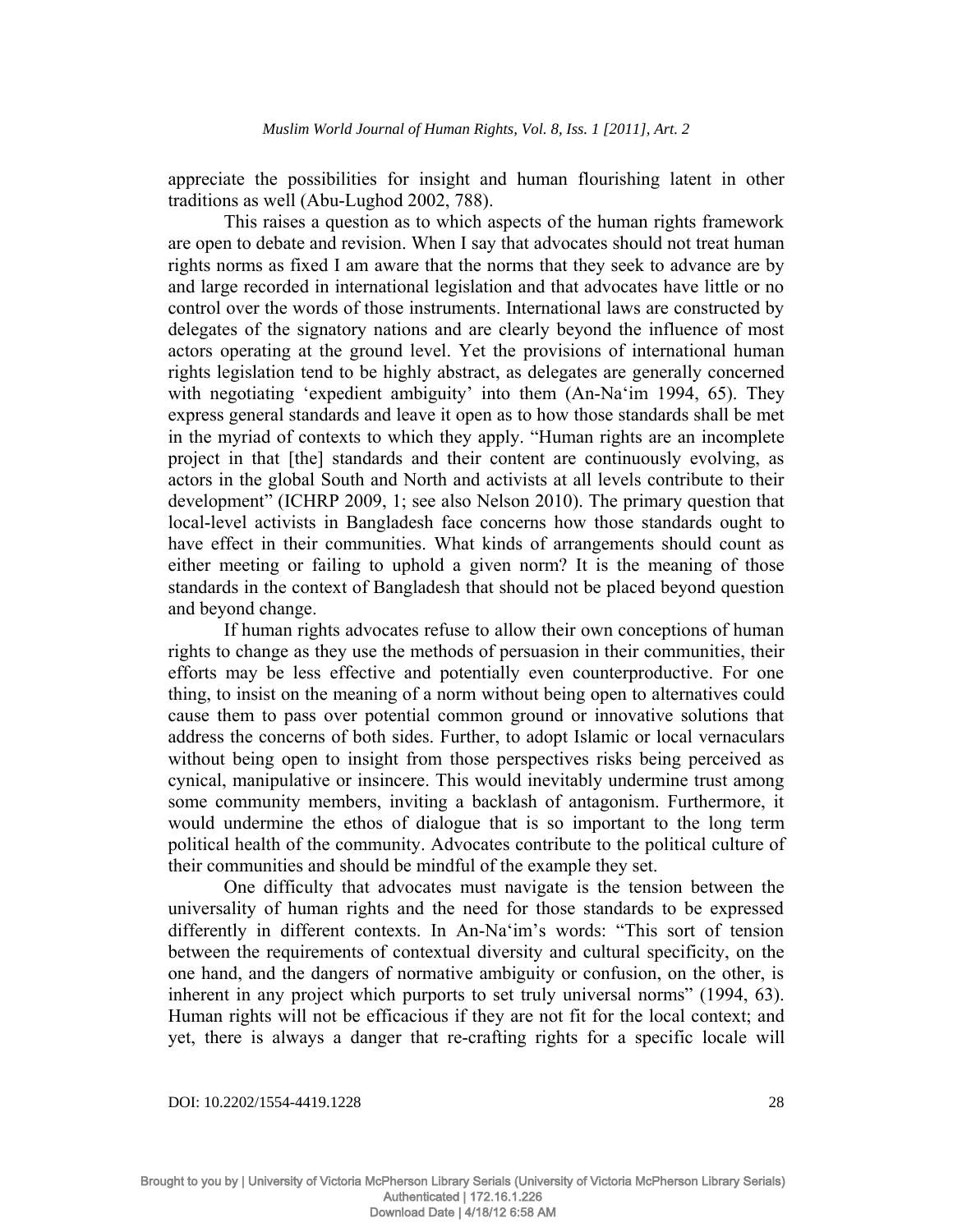appreciate the possibilities for insight and human flourishing latent in other traditions as well (Abu-Lughod 2002, 788).

This raises a question as to which aspects of the human rights framework are open to debate and revision. When I say that advocates should not treat human rights norms as fixed I am aware that the norms that they seek to advance are by and large recorded in international legislation and that advocates have little or no control over the words of those instruments. International laws are constructed by delegates of the signatory nations and are clearly beyond the influence of most actors operating at the ground level. Yet the provisions of international human rights legislation tend to be highly abstract, as delegates are generally concerned with negotiating 'expedient ambiguity' into them (An-Na'im 1994, 65). They express general standards and leave it open as to how those standards shall be met in the myriad of contexts to which they apply. "Human rights are an incomplete project in that [the] standards and their content are continuously evolving, as actors in the global South and North and activists at all levels contribute to their development" (ICHRP 2009, 1; see also Nelson 2010). The primary question that local-level activists in Bangladesh face concerns how those standards ought to have effect in their communities. What kinds of arrangements should count as either meeting or failing to uphold a given norm? It is the meaning of those standards in the context of Bangladesh that should not be placed beyond question and beyond change.

If human rights advocates refuse to allow their own conceptions of human rights to change as they use the methods of persuasion in their communities, their efforts may be less effective and potentially even counterproductive. For one thing, to insist on the meaning of a norm without being open to alternatives could cause them to pass over potential common ground or innovative solutions that address the concerns of both sides. Further, to adopt Islamic or local vernaculars without being open to insight from those perspectives risks being perceived as cynical, manipulative or insincere. This would inevitably undermine trust among some community members, inviting a backlash of antagonism. Furthermore, it would undermine the ethos of dialogue that is so important to the long term political health of the community. Advocates contribute to the political culture of their communities and should be mindful of the example they set.

One difficulty that advocates must navigate is the tension between the universality of human rights and the need for those standards to be expressed differently in different contexts. In An-Na'im's words: "This sort of tension between the requirements of contextual diversity and cultural specificity, on the one hand, and the dangers of normative ambiguity or confusion, on the other, is inherent in any project which purports to set truly universal norms" (1994, 63). Human rights will not be efficacious if they are not fit for the local context; and yet, there is always a danger that re-crafting rights for a specific locale will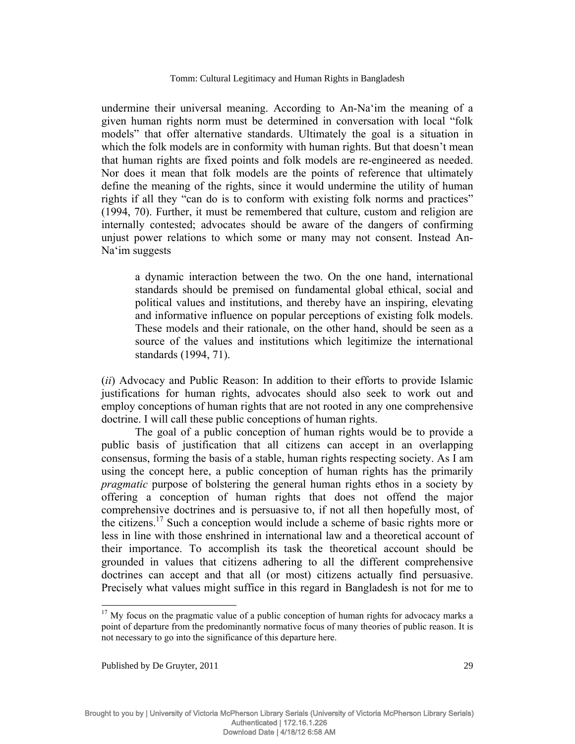undermine their universal meaning. According to An-Na'im the meaning of a given human rights norm must be determined in conversation with local "folk models" that offer alternative standards. Ultimately the goal is a situation in which the folk models are in conformity with human rights. But that doesn't mean that human rights are fixed points and folk models are re-engineered as needed. Nor does it mean that folk models are the points of reference that ultimately define the meaning of the rights, since it would undermine the utility of human rights if all they "can do is to conform with existing folk norms and practices" (1994, 70). Further, it must be remembered that culture, custom and religion are internally contested; advocates should be aware of the dangers of confirming unjust power relations to which some or many may not consent. Instead An-Na'im suggests

> a dynamic interaction between the two. On the one hand, international standards should be premised on fundamental global ethical, social and political values and institutions, and thereby have an inspiring, elevating and informative influence on popular perceptions of existing folk models. These models and their rationale, on the other hand, should be seen as a source of the values and institutions which legitimize the international standards (1994, 71).

(*ii*) Advocacy and Public Reason: In addition to their efforts to provide Islamic justifications for human rights, advocates should also seek to work out and employ conceptions of human rights that are not rooted in any one comprehensive doctrine. I will call these public conceptions of human rights.

The goal of a public conception of human rights would be to provide a public basis of justification that all citizens can accept in an overlapping consensus, forming the basis of a stable, human rights respecting society. As I am using the concept here, a public conception of human rights has the primarily *pragmatic* purpose of bolstering the general human rights ethos in a society by offering a conception of human rights that does not offend the major comprehensive doctrines and is persuasive to, if not all then hopefully most, of the citizens.[17] Such a conception would include a scheme of basic rights more or less in line with those enshrined in international law and a theoretical account of their importance. To accomplish its task the theoretical account should be grounded in values that citizens adhering to all the different comprehensive doctrines can accept and that all (or most) citizens actually find persuasive. Precisely what values might suffice in this regard in Bangladesh is not for me to

---

[17] My focus on the pragmatic value of a public conception of human rights for advocacy marks a point of departure from the predominantly normative focus of many theories of public reason. It is not necessary to go into the significance of this departure here.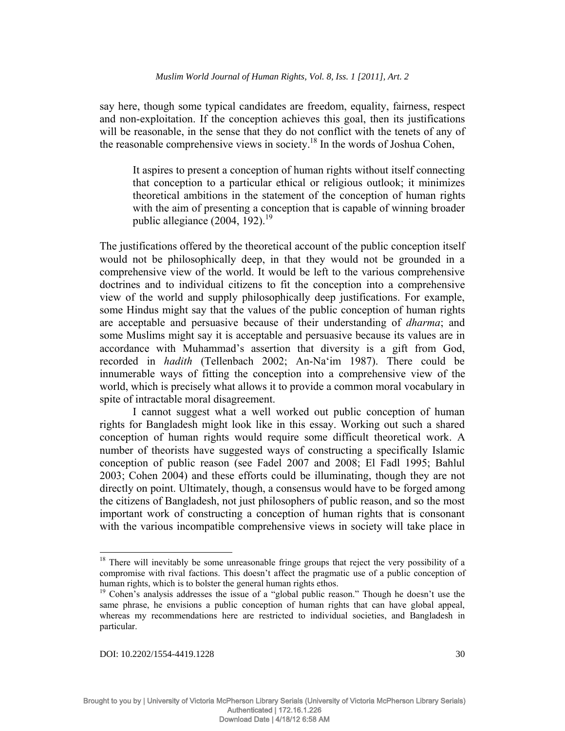say here, though some typical candidates are freedom, equality, fairness, respect and non-exploitation. If the conception achieves this goal, then its justifications will be reasonable, in the sense that they do not conflict with the tenets of any of the reasonable comprehensive views in society.[18] In the words of Joshua Cohen,

> It aspires to present a conception of human rights without itself connecting that conception to a particular ethical or religious outlook; it minimizes theoretical ambitions in the statement of the conception of human rights with the aim of presenting a conception that is capable of winning broader public allegiance (2004, 192).[19]

The justifications offered by the theoretical account of the public conception itself would not be philosophically deep, in that they would not be grounded in a comprehensive view of the world. It would be left to the various comprehensive doctrines and to individual citizens to fit the conception into a comprehensive view of the world and supply philosophically deep justifications. For example, some Hindus might say that the values of the public conception of human rights are acceptable and persuasive because of their understanding of *dharma*; and some Muslims might say it is acceptable and persuasive because its values are in accordance with Muhammad's assertion that diversity is a gift from God, recorded in *hadith* (Tellenbach 2002; An-Na'im 1987). There could be innumerable ways of fitting the conception into a comprehensive view of the world, which is precisely what allows it to provide a common moral vocabulary in spite of intractable moral disagreement.

I cannot suggest what a well worked out public conception of human rights for Bangladesh might look like in this essay. Working out such a shared conception of human rights would require some difficult theoretical work. A number of theorists have suggested ways of constructing a specifically Islamic conception of public reason (see Fadel 2007 and 2008; El Fadl 1995; Bahlul 2003; Cohen 2004) and these efforts could be illuminating, though they are not directly on point. Ultimately, though, a consensus would have to be forged among the citizens of Bangladesh, not just philosophers of public reason, and so the most important work of constructing a conception of human rights that is consonant with the various incompatible comprehensive views in society will take place in

---

[18] There will inevitably be some unreasonable fringe groups that reject the very possibility of a compromise with rival factions. This doesn't affect the pragmatic use of a public conception of human rights, which is to bolster the general human rights ethos.

[19] Cohen's analysis addresses the issue of a "global public reason." Though he doesn't use the same phrase, he envisions a public conception of human rights that can have global appeal, whereas my recommendations here are restricted to individual societies, and Bangladesh in particular.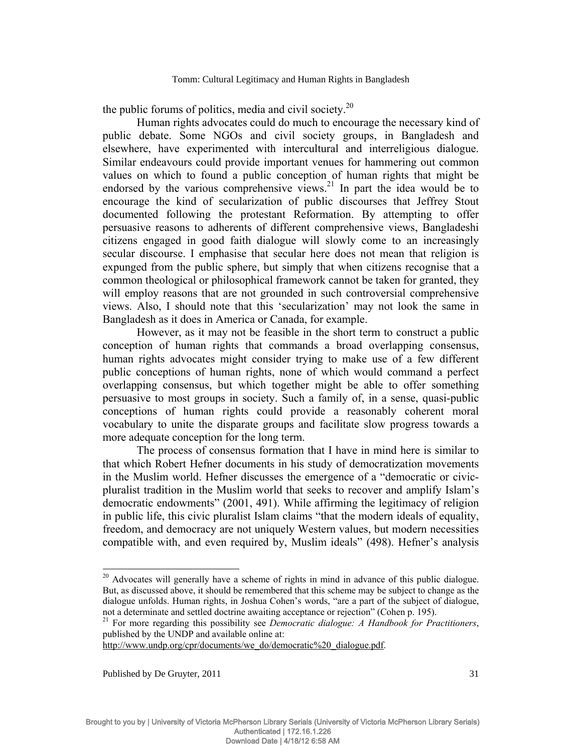the public forums of politics, media and civil society.[20]

Human rights advocates could do much to encourage the necessary kind of public debate. Some NGOs and civil society groups, in Bangladesh and elsewhere, have experimented with intercultural and interreligious dialogue. Similar endeavours could provide important venues for hammering out common values on which to found a public conception of human rights that might be endorsed by the various comprehensive views.[21] In part the idea would be to encourage the kind of secularization of public discourses that Jeffrey Stout documented following the protestant Reformation. By attempting to offer persuasive reasons to adherents of different comprehensive views, Bangladeshi citizens engaged in good faith dialogue will slowly come to an increasingly secular discourse. I emphasise that secular here does not mean that religion is expunged from the public sphere, but simply that when citizens recognise that a common theological or philosophical framework cannot be taken for granted, they will employ reasons that are not grounded in such controversial comprehensive views. Also, I should note that this 'secularization' may not look the same in Bangladesh as it does in America or Canada, for example.

However, as it may not be feasible in the short term to construct a public conception of human rights that commands a broad overlapping consensus, human rights advocates might consider trying to make use of a few different public conceptions of human rights, none of which would command a perfect overlapping consensus, but which together might be able to offer something persuasive to most groups in society. Such a family of, in a sense, quasi-public conceptions of human rights could provide a reasonably coherent moral vocabulary to unite the disparate groups and facilitate slow progress towards a more adequate conception for the long term.

The process of consensus formation that I have in mind here is similar to that which Robert Hefner documents in his study of democratization movements in the Muslim world. Hefner discusses the emergence of a "democratic or civic-pluralist tradition in the Muslim world that seeks to recover and amplify Islam's democratic endowments" (2001, 491). While affirming the legitimacy of religion in public life, this civic pluralist Islam claims "that the modern ideals of equality, freedom, and democracy are not uniquely Western values, but modern necessities compatible with, and even required by, Muslim ideals" (498). Hefner's analysis

---

[20] Advocates will generally have a scheme of rights in mind in advance of this public dialogue. But, as discussed above, it should be remembered that this scheme may be subject to change as the dialogue unfolds. Human rights, in Joshua Cohen's words, "are a part of the subject of dialogue, not a determinate and settled doctrine awaiting acceptance or rejection" (Cohen p. 195).

[21] For more regarding this possibility see *Democratic dialogue: A Handbook for Practitioners*, published by the UNDP and available online at: http://www.undp.org/cpr/documents/we_do/democratic%20_dialogue.pdf.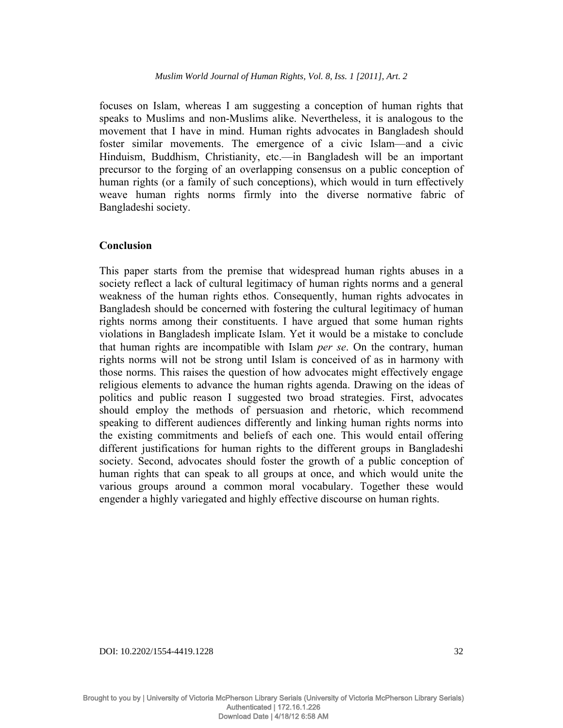focuses on Islam, whereas I am suggesting a conception of human rights that speaks to Muslims and non-Muslims alike. Nevertheless, it is analogous to the movement that I have in mind. Human rights advocates in Bangladesh should foster similar movements. The emergence of a civic Islam—and a civic Hinduism, Buddhism, Christianity, etc.—in Bangladesh will be an important precursor to the forging of an overlapping consensus on a public conception of human rights (or a family of such conceptions), which would in turn effectively weave human rights norms firmly into the diverse normative fabric of Bangladeshi society.

## Conclusion

This paper starts from the premise that widespread human rights abuses in a society reflect a lack of cultural legitimacy of human rights norms and a general weakness of the human rights ethos. Consequently, human rights advocates in Bangladesh should be concerned with fostering the cultural legitimacy of human rights norms among their constituents. I have argued that some human rights violations in Bangladesh implicate Islam. Yet it would be a mistake to conclude that human rights are incompatible with Islam *per se*. On the contrary, human rights norms will not be strong until Islam is conceived of as in harmony with those norms. This raises the question of how advocates might effectively engage religious elements to advance the human rights agenda. Drawing on the ideas of politics and public reason I suggested two broad strategies. First, advocates should employ the methods of persuasion and rhetoric, which recommend speaking to different audiences differently and linking human rights norms into the existing commitments and beliefs of each one. This would entail offering different justifications for human rights to the different groups in Bangladeshi society. Second, advocates should foster the growth of a public conception of human rights that can speak to all groups at once, and which would unite the various groups around a common moral vocabulary. Together these would engender a highly variegated and highly effective discourse on human rights.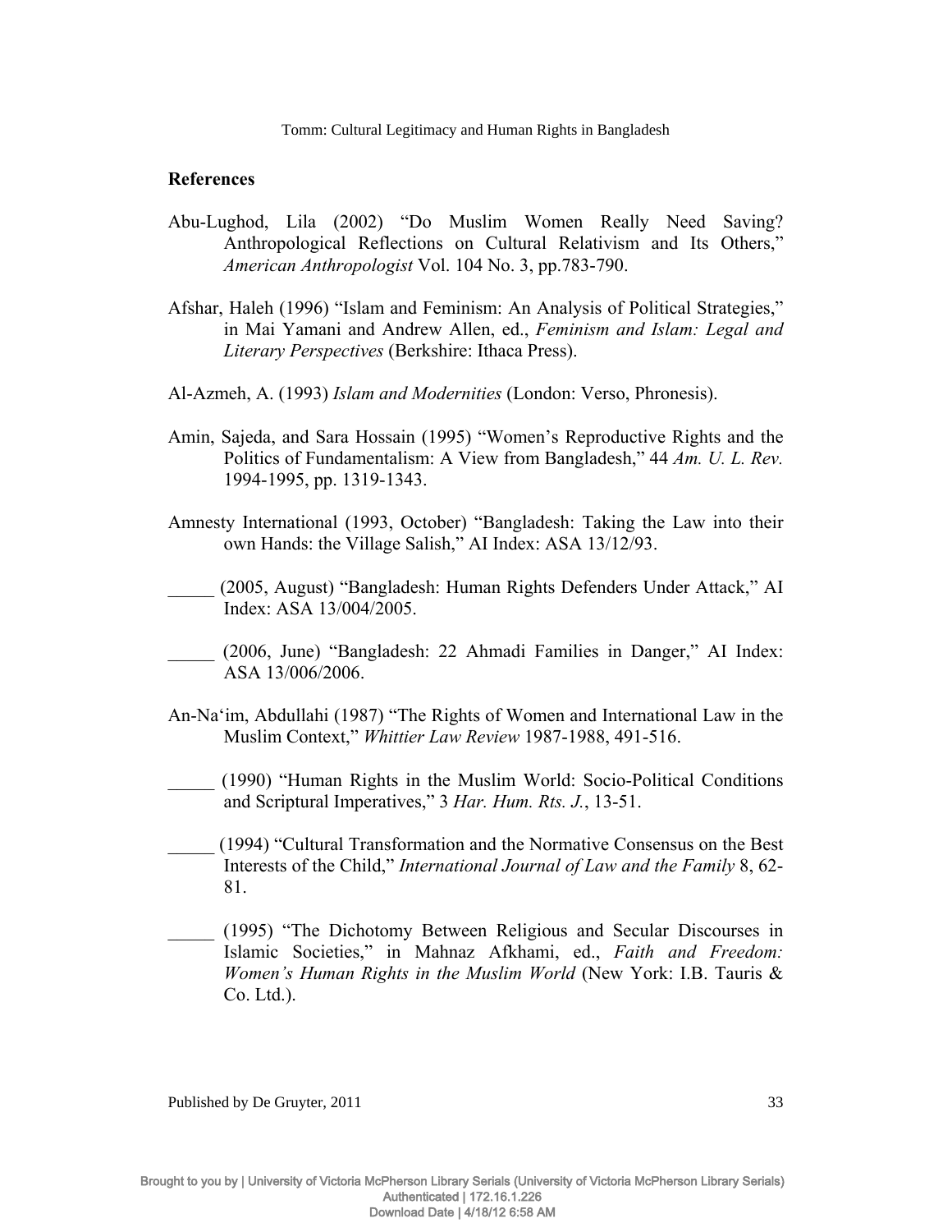## References

Abu-Lughod, Lila (2002) "Do Muslim Women Really Need Saving? Anthropological Reflections on Cultural Relativism and Its Others," *American Anthropologist* Vol. 104 No. 3, pp.783-790.

Afshar, Haleh (1996) "Islam and Feminism: An Analysis of Political Strategies," in Mai Yamani and Andrew Allen, ed., *Feminism and Islam: Legal and Literary Perspectives* (Berkshire: Ithaca Press).

Al-Azmeh, A. (1993) *Islam and Modernities* (London: Verso, Phronesis).

Amin, Sajeda, and Sara Hossain (1995) "Women's Reproductive Rights and the Politics of Fundamentalism: A View from Bangladesh," 44 *Am. U. L. Rev.* 1994-1995, pp. 1319-1343.

Amnesty International (1993, October) "Bangladesh: Taking the Law into their own Hands: the Village Salish," AI Index: ASA 13/12/93.

_____ (2005, August) "Bangladesh: Human Rights Defenders Under Attack," AI Index: ASA 13/004/2005.

_____ (2006, June) "Bangladesh: 22 Ahmadi Families in Danger," AI Index: ASA 13/006/2006.

An-Na'im, Abdullahi (1987) "The Rights of Women and International Law in the Muslim Context," *Whittier Law Review* 1987-1988, 491-516.

_____ (1990) "Human Rights in the Muslim World: Socio-Political Conditions and Scriptural Imperatives," 3 *Har. Hum. Rts. J.*, 13-51.

_____ (1994) "Cultural Transformation and the Normative Consensus on the Best Interests of the Child," *International Journal of Law and the Family* 8, 62-81.

_____ (1995) "The Dichotomy Between Religious and Secular Discourses in Islamic Societies," in Mahnaz Afkhami, ed., *Faith and Freedom: Women's Human Rights in the Muslim World* (New York: I.B. Tauris & Co. Ltd.).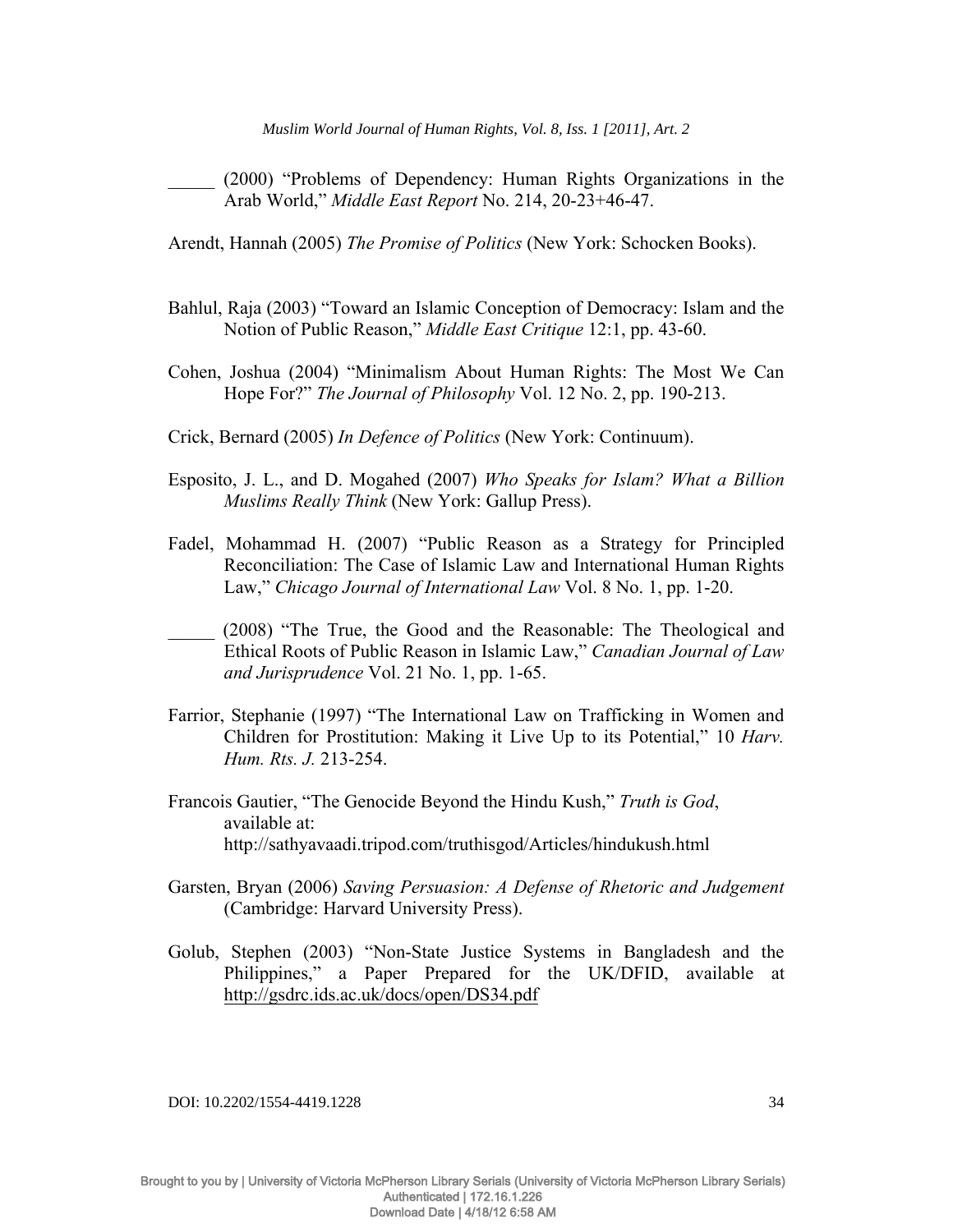_____ (2000) "Problems of Dependency: Human Rights Organizations in the Arab World," *Middle East Report* No. 214, 20-23+46-47.

Arendt, Hannah (2005) *The Promise of Politics* (New York: Schocken Books).

Bahlul, Raja (2003) "Toward an Islamic Conception of Democracy: Islam and the Notion of Public Reason," *Middle East Critique* 12:1, pp. 43-60.

Cohen, Joshua (2004) "Minimalism About Human Rights: The Most We Can Hope For?" *The Journal of Philosophy* Vol. 12 No. 2, pp. 190-213.

Crick, Bernard (2005) *In Defence of Politics* (New York: Continuum).

Esposito, J. L., and D. Mogahed (2007) *Who Speaks for Islam? What a Billion Muslims Really Think* (New York: Gallup Press).

Fadel, Mohammad H. (2007) "Public Reason as a Strategy for Principled Reconciliation: The Case of Islamic Law and International Human Rights Law," *Chicago Journal of International Law* Vol. 8 No. 1, pp. 1-20.

_____ (2008) "The True, the Good and the Reasonable: The Theological and Ethical Roots of Public Reason in Islamic Law," *Canadian Journal of Law and Jurisprudence* Vol. 21 No. 1, pp. 1-65.

Farrior, Stephanie (1997) "The International Law on Trafficking in Women and Children for Prostitution: Making it Live Up to its Potential," 10 *Harv. Hum. Rts. J.* 213-254.

Francois Gautier, "The Genocide Beyond the Hindu Kush," *Truth is God*, available at: http://sathyavaadi.tripod.com/truthisgod/Articles/hindukush.html

Garsten, Bryan (2006) *Saving Persuasion: A Defense of Rhetoric and Judgement* (Cambridge: Harvard University Press).

Golub, Stephen (2003) "Non-State Justice Systems in Bangladesh and the Philippines," a Paper Prepared for the UK/DFID, available at http://gsdrc.ids.ac.uk/docs/open/DS34.pdf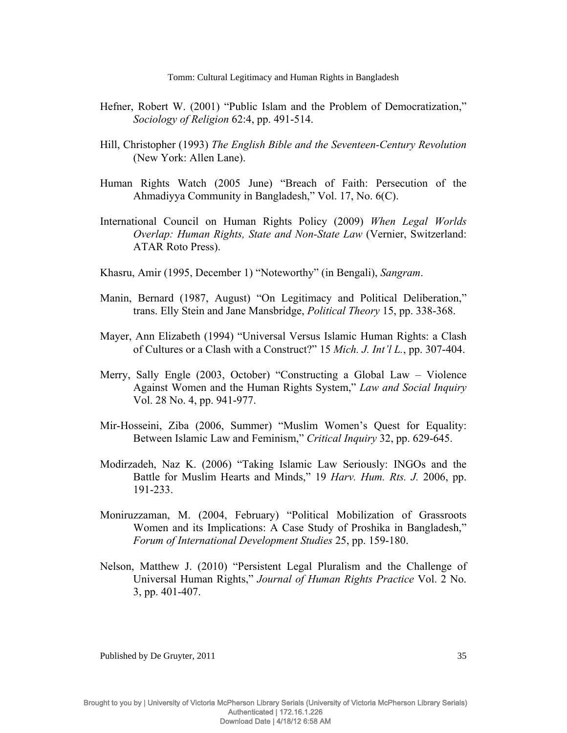Hefner, Robert W. (2001) "Public Islam and the Problem of Democratization," *Sociology of Religion* 62:4, pp. 491-514.

Hill, Christopher (1993) *The English Bible and the Seventeen-Century Revolution* (New York: Allen Lane).

Human Rights Watch (2005 June) "Breach of Faith: Persecution of the Ahmadiyya Community in Bangladesh," Vol. 17, No. 6(C).

International Council on Human Rights Policy (2009) *When Legal Worlds Overlap: Human Rights, State and Non-State Law* (Vernier, Switzerland: ATAR Roto Press).

Khasru, Amir (1995, December 1) "Noteworthy" (in Bengali), *Sangram*.

Manin, Bernard (1987, August) "On Legitimacy and Political Deliberation," trans. Elly Stein and Jane Mansbridge, *Political Theory* 15, pp. 338-368.

Mayer, Ann Elizabeth (1994) "Universal Versus Islamic Human Rights: a Clash of Cultures or a Clash with a Construct?" 15 *Mich. J. Int'l L.*, pp. 307-404.

Merry, Sally Engle (2003, October) "Constructing a Global Law – Violence Against Women and the Human Rights System," *Law and Social Inquiry* Vol. 28 No. 4, pp. 941-977.

Mir-Hosseini, Ziba (2006, Summer) "Muslim Women's Quest for Equality: Between Islamic Law and Feminism," *Critical Inquiry* 32, pp. 629-645.

Modirzadeh, Naz K. (2006) "Taking Islamic Law Seriously: INGOs and the Battle for Muslim Hearts and Minds," 19 *Harv. Hum. Rts. J.* 2006, pp. 191-233.

Moniruzzaman, M. (2004, February) "Political Mobilization of Grassroots Women and its Implications: A Case Study of Proshika in Bangladesh," *Forum of International Development Studies* 25, pp. 159-180.

Nelson, Matthew J. (2010) "Persistent Legal Pluralism and the Challenge of Universal Human Rights," *Journal of Human Rights Practice* Vol. 2 No. 3, pp. 401-407.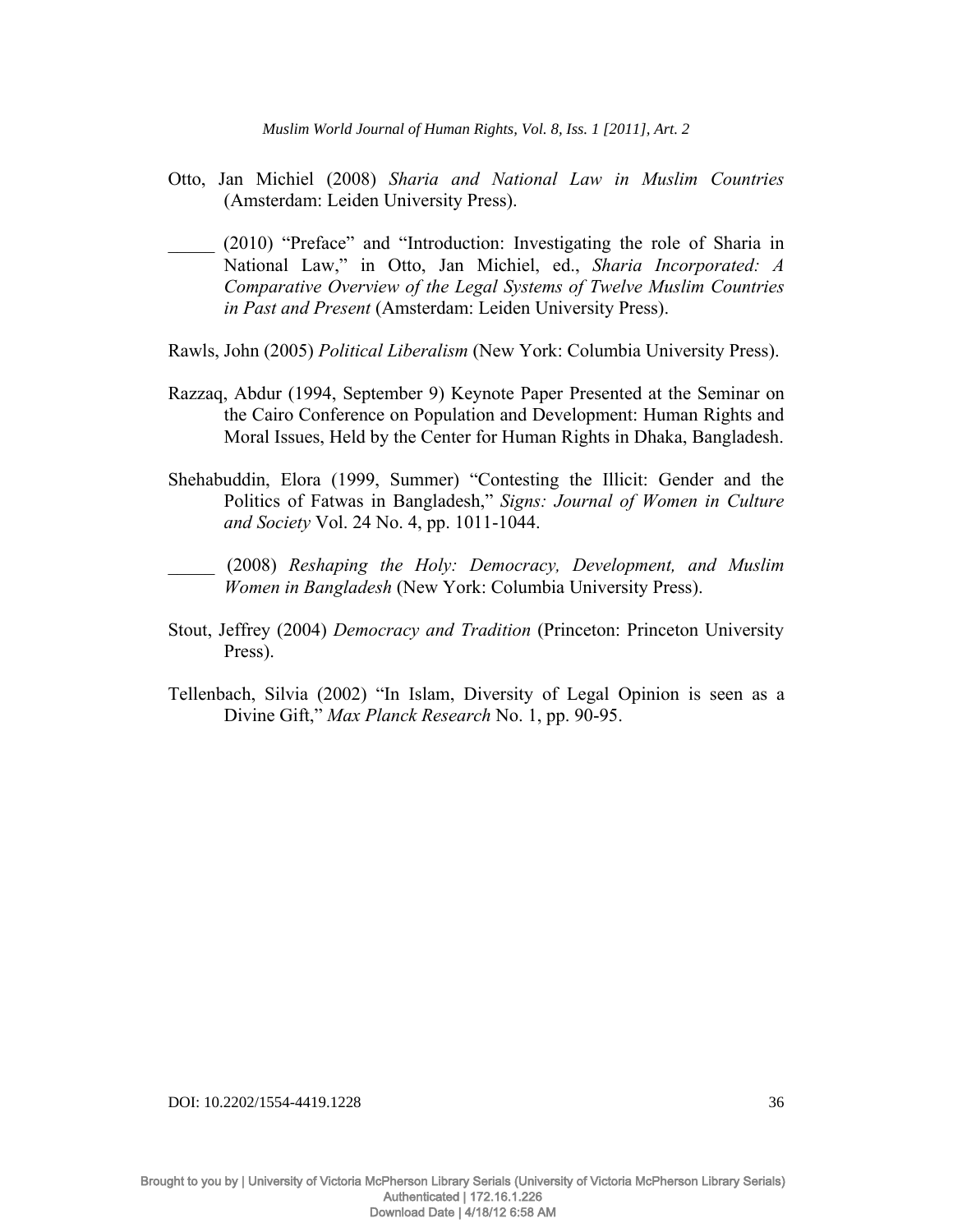Otto, Jan Michiel (2008) *Sharia and National Law in Muslim Countries* (Amsterdam: Leiden University Press).

_____ (2010) "Preface" and "Introduction: Investigating the role of Sharia in National Law," in Otto, Jan Michiel, ed., *Sharia Incorporated: A Comparative Overview of the Legal Systems of Twelve Muslim Countries in Past and Present* (Amsterdam: Leiden University Press).

Rawls, John (2005) *Political Liberalism* (New York: Columbia University Press).

Razzaq, Abdur (1994, September 9) Keynote Paper Presented at the Seminar on the Cairo Conference on Population and Development: Human Rights and Moral Issues, Held by the Center for Human Rights in Dhaka, Bangladesh.

Shehabuddin, Elora (1999, Summer) "Contesting the Illicit: Gender and the Politics of Fatwas in Bangladesh," *Signs: Journal of Women in Culture and Society* Vol. 24 No. 4, pp. 1011-1044.

_____ (2008) *Reshaping the Holy: Democracy, Development, and Muslim Women in Bangladesh* (New York: Columbia University Press).

Stout, Jeffrey (2004) *Democracy and Tradition* (Princeton: Princeton University Press).

Tellenbach, Silvia (2002) "In Islam, Diversity of Legal Opinion is seen as a Divine Gift," *Max Planck Research* No. 1, pp. 90-95.